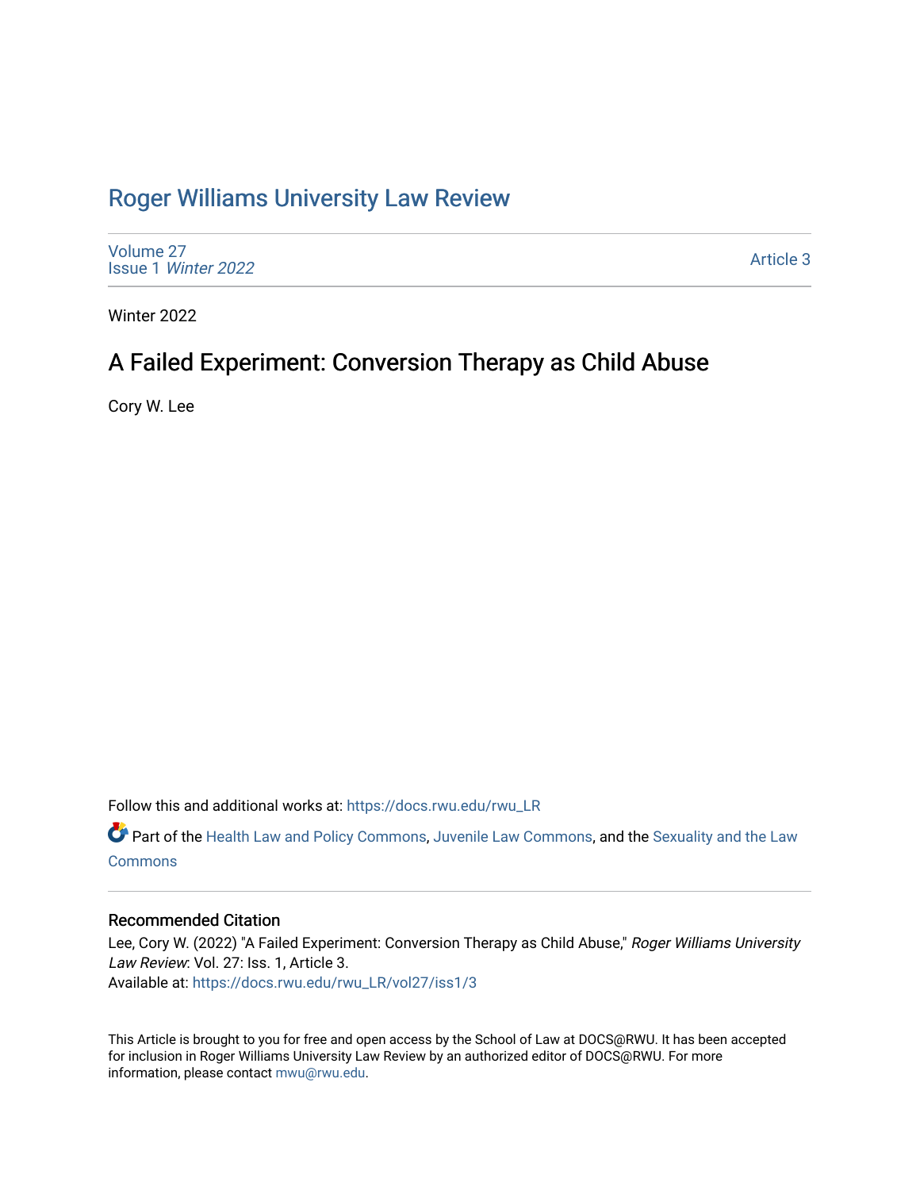# Roger Williams University Law Review

Volume 27
Issue 1 *Winter 2022*

Article 3

Winter 2022

## A Failed Experiment: Conversion Therapy as Child Abuse

Cory W. Lee

Follow this and additional works at: https://docs.rwu.edu/rwu_LR

Part of the Health Law and Policy Commons, Juvenile Law Commons, and the Sexuality and the Law Commons

### Recommended Citation

Lee, Cory W. (2022) "A Failed Experiment: Conversion Therapy as Child Abuse," *Roger Williams University Law Review*: Vol. 27: Iss. 1, Article 3.
Available at: https://docs.rwu.edu/rwu_LR/vol27/iss1/3

This Article is brought to you for free and open access by the School of Law at DOCS@RWU. It has been accepted for inclusion in Roger Williams University Law Review by an authorized editor of DOCS@RWU. For more information, please contact mwu@rwu.edu.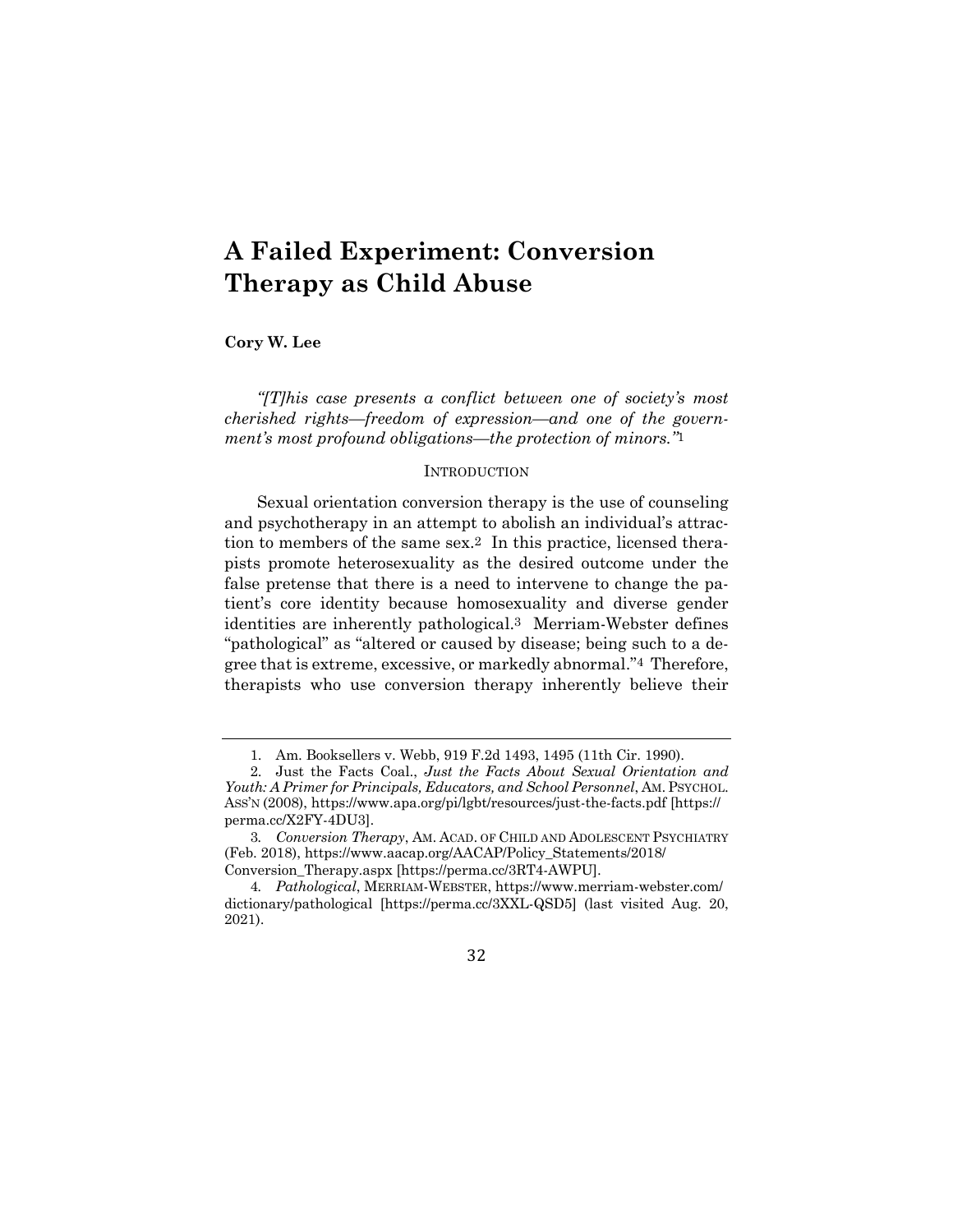# A Failed Experiment: Conversion Therapy as Child Abuse

**Cory W. Lee**

*"[T]his case presents a conflict between one of society's most cherished rights—freedom of expression—and one of the government's most profound obligations—the protection of minors."*[1]

## INTRODUCTION

Sexual orientation conversion therapy is the use of counseling and psychotherapy in an attempt to abolish an individual's attraction to members of the same sex.[2] In this practice, licensed therapists promote heterosexuality as the desired outcome under the false pretense that there is a need to intervene to change the patient's core identity because homosexuality and diverse gender identities are inherently pathological.[3] Merriam-Webster defines "pathological" as "altered or caused by disease; being such to a degree that is extreme, excessive, or markedly abnormal."[4] Therefore, therapists who use conversion therapy inherently believe their

---

1. Am. Booksellers v. Webb, 919 F.2d 1493, 1495 (11th Cir. 1990).

2. Just the Facts Coal., *Just the Facts About Sexual Orientation and Youth: A Primer for Principals, Educators, and School Personnel*, AM. PSYCHOL. ASS'N (2008), https://www.apa.org/pi/lgbt/resources/just-the-facts.pdf [https://perma.cc/X2FY-4DU3].

3. *Conversion Therapy*, AM. ACAD. OF CHILD AND ADOLESCENT PSYCHIATRY (Feb. 2018), https://www.aacap.org/AACAP/Policy_Statements/2018/Conversion_Therapy.aspx [https://perma.cc/3RT4-AWPU].

4. *Pathological*, MERRIAM-WEBSTER, https://www.merriam-webster.com/dictionary/pathological [https://perma.cc/3XXL-QSD5] (last visited Aug. 20, 2021).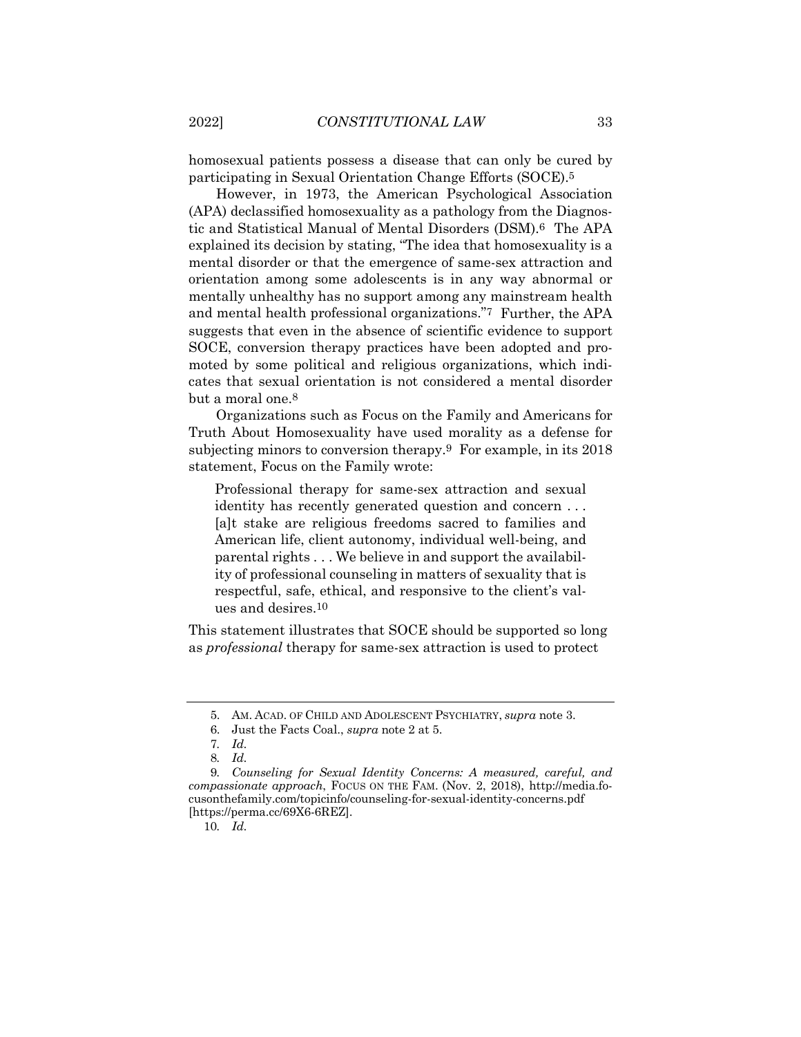homosexual patients possess a disease that can only be cured by participating in Sexual Orientation Change Efforts (SOCE).[5]

However, in 1973, the American Psychological Association (APA) declassified homosexuality as a pathology from the Diagnostic and Statistical Manual of Mental Disorders (DSM).[6] The APA explained its decision by stating, "The idea that homosexuality is a mental disorder or that the emergence of same-sex attraction and orientation among some adolescents is in any way abnormal or mentally unhealthy has no support among any mainstream health and mental health professional organizations."[7] Further, the APA suggests that even in the absence of scientific evidence to support SOCE, conversion therapy practices have been adopted and promoted by some political and religious organizations, which indicates that sexual orientation is not considered a mental disorder but a moral one.[8]

Organizations such as Focus on the Family and Americans for Truth About Homosexuality have used morality as a defense for subjecting minors to conversion therapy.[9] For example, in its 2018 statement, Focus on the Family wrote:

> Professional therapy for same-sex attraction and sexual identity has recently generated question and concern . . . [a]t stake are religious freedoms sacred to families and American life, client autonomy, individual well-being, and parental rights . . . We believe in and support the availability of professional counseling in matters of sexuality that is respectful, safe, ethical, and responsive to the client's values and desires.[10]

This statement illustrates that SOCE should be supported so long as *professional* therapy for same-sex attraction is used to protect

---

5. AM. ACAD. OF CHILD AND ADOLESCENT PSYCHIATRY, *supra* note 3.
6. Just the Facts Coal., *supra* note 2 at 5.
7. *Id.*
8. *Id.*
9. *Counseling for Sexual Identity Concerns: A measured, careful, and compassionate approach*, FOCUS ON THE FAM. (Nov. 2, 2018), http://media.focusonthefamily.com/topicinfo/counseling-for-sexual-identity-concerns.pdf [https://perma.cc/69X6-6REZ].
10. *Id.*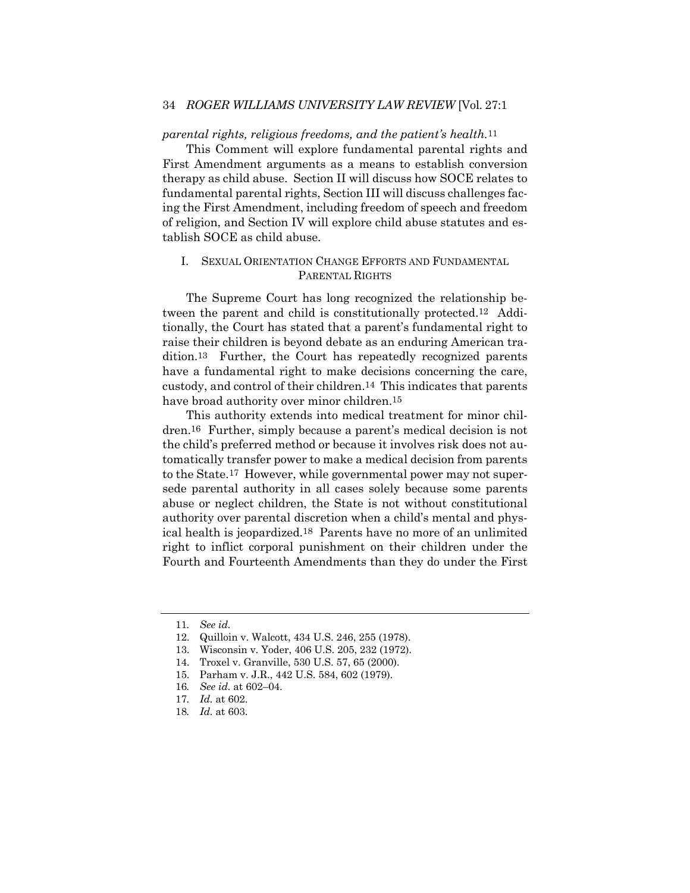*parental rights, religious freedoms, and the patient's health.*[11]

This Comment will explore fundamental parental rights and First Amendment arguments as a means to establish conversion therapy as child abuse. Section II will discuss how SOCE relates to fundamental parental rights, Section III will discuss challenges facing the First Amendment, including freedom of speech and freedom of religion, and Section IV will explore child abuse statutes and establish SOCE as child abuse.

## I. SEXUAL ORIENTATION CHANGE EFFORTS AND FUNDAMENTAL PARENTAL RIGHTS

The Supreme Court has long recognized the relationship between the parent and child is constitutionally protected.[12] Additionally, the Court has stated that a parent's fundamental right to raise their children is beyond debate as an enduring American tradition.[13] Further, the Court has repeatedly recognized parents have a fundamental right to make decisions concerning the care, custody, and control of their children.[14] This indicates that parents have broad authority over minor children.[15]

This authority extends into medical treatment for minor children.[16] Further, simply because a parent's medical decision is not the child's preferred method or because it involves risk does not automatically transfer power to make a medical decision from parents to the State.[17] However, while governmental power may not supersede parental authority in all cases solely because some parents abuse or neglect children, the State is not without constitutional authority over parental discretion when a child's mental and physical health is jeopardized.[18] Parents have no more of an unlimited right to inflict corporal punishment on their children under the Fourth and Fourteenth Amendments than they do under the First

---

11. *See id.*
12. Quilloin v. Walcott, 434 U.S. 246, 255 (1978).
13. Wisconsin v. Yoder, 406 U.S. 205, 232 (1972).
14. Troxel v. Granville, 530 U.S. 57, 65 (2000).
15. Parham v. J.R., 442 U.S. 584, 602 (1979).
16. *See id.* at 602–04.
17. *Id.* at 602.
18. *Id.* at 603.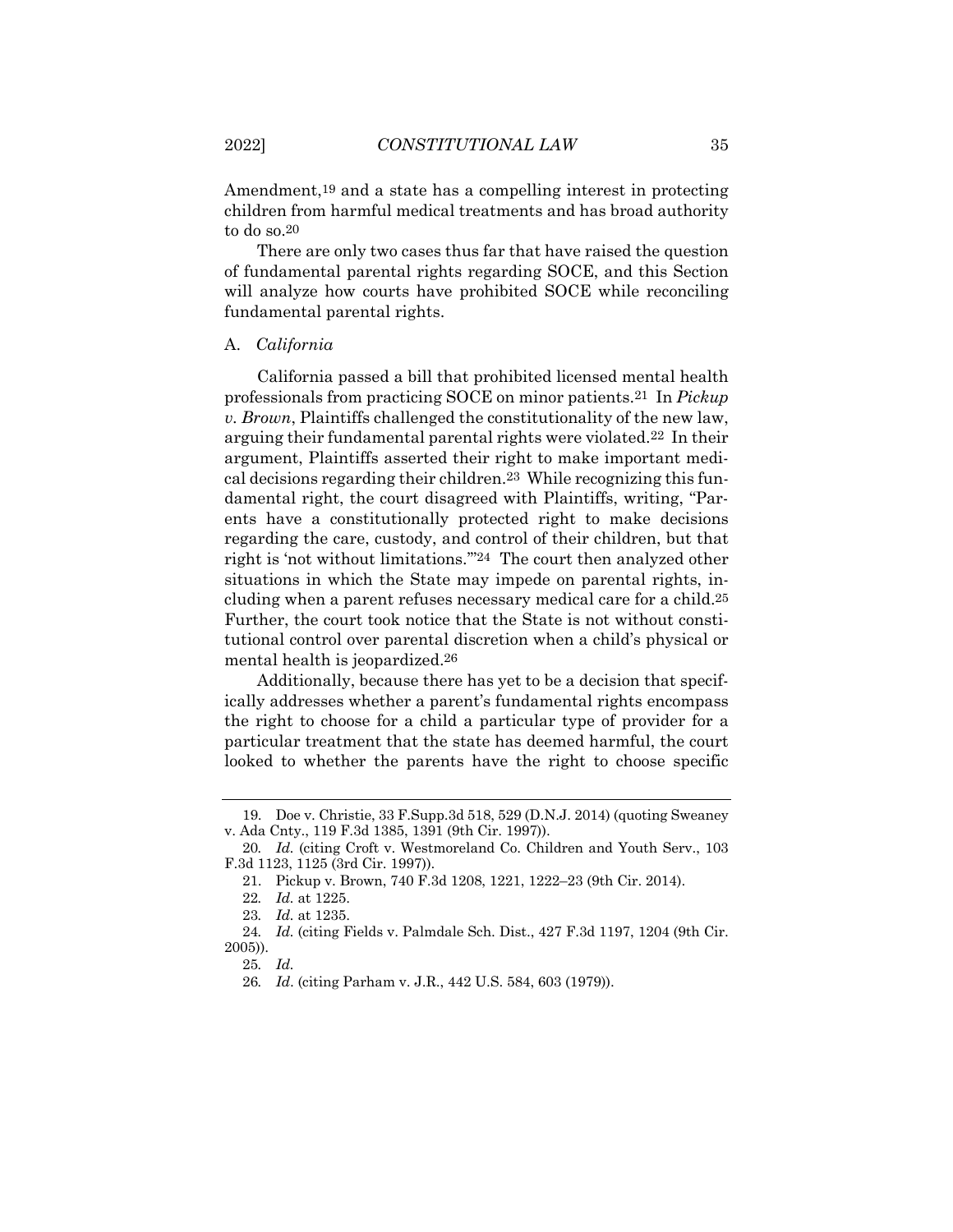Amendment,[19] and a state has a compelling interest in protecting children from harmful medical treatments and has broad authority to do so.[20]

There are only two cases thus far that have raised the question of fundamental parental rights regarding SOCE, and this Section will analyze how courts have prohibited SOCE while reconciling fundamental parental rights.

## A. *California*

California passed a bill that prohibited licensed mental health professionals from practicing SOCE on minor patients.[21] In *Pickup v. Brown*, Plaintiffs challenged the constitutionality of the new law, arguing their fundamental parental rights were violated.[22] In their argument, Plaintiffs asserted their right to make important medical decisions regarding their children.[23] While recognizing this fundamental right, the court disagreed with Plaintiffs, writing, "Parents have a constitutionally protected right to make decisions regarding the care, custody, and control of their children, but that right is 'not without limitations.'"[24] The court then analyzed other situations in which the State may impede on parental rights, including when a parent refuses necessary medical care for a child.[25] Further, the court took notice that the State is not without constitutional control over parental discretion when a child's physical or mental health is jeopardized.[26]

Additionally, because there has yet to be a decision that specifically addresses whether a parent's fundamental rights encompass the right to choose for a child a particular type of provider for a particular treatment that the state has deemed harmful, the court looked to whether the parents have the right to choose specific

---

19. Doe v. Christie, 33 F.Supp.3d 518, 529 (D.N.J. 2014) (quoting Sweaney v. Ada Cnty., 119 F.3d 1385, 1391 (9th Cir. 1997)).

20. *Id.* (citing Croft v. Westmoreland Co. Children and Youth Serv., 103 F.3d 1123, 1125 (3rd Cir. 1997)).

21. Pickup v. Brown, 740 F.3d 1208, 1221, 1222–23 (9th Cir. 2014).

22. *Id.* at 1225.

23. *Id.* at 1235.

24. *Id.* (citing Fields v. Palmdale Sch. Dist., 427 F.3d 1197, 1204 (9th Cir. 2005)).

25. *Id.*

26. *Id*. (citing Parham v. J.R., 442 U.S. 584, 603 (1979)).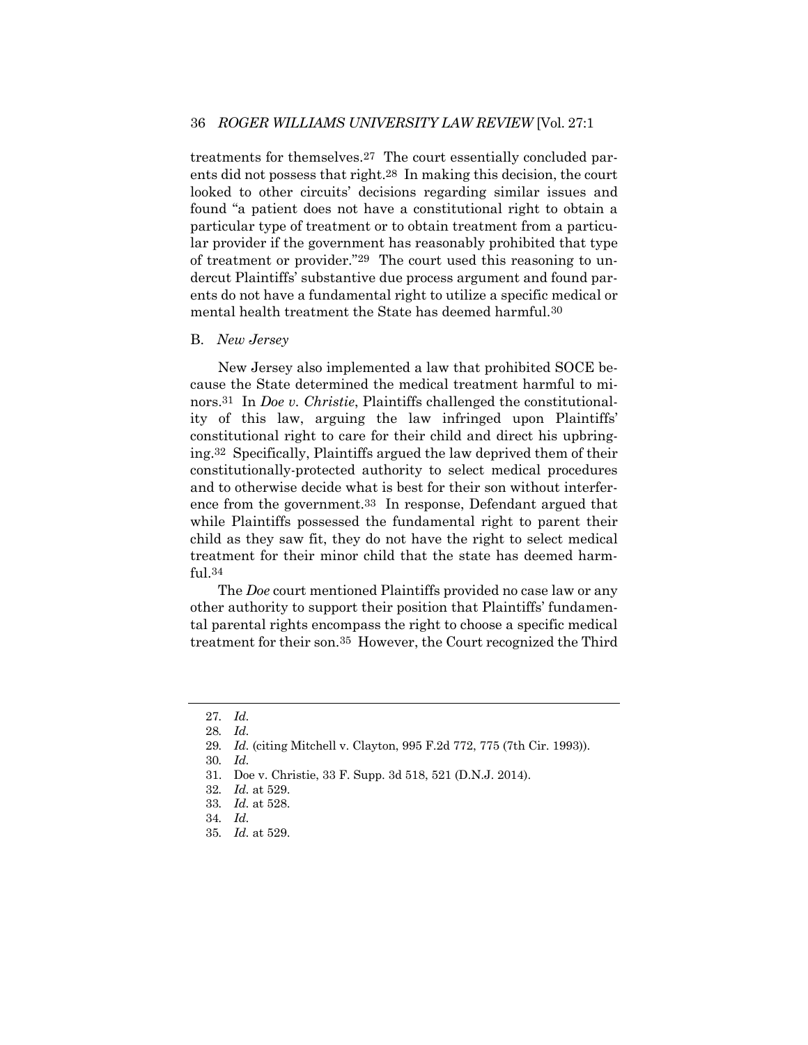treatments for themselves.[27] The court essentially concluded parents did not possess that right.[28] In making this decision, the court looked to other circuits' decisions regarding similar issues and found "a patient does not have a constitutional right to obtain a particular type of treatment or to obtain treatment from a particular provider if the government has reasonably prohibited that type of treatment or provider."[29] The court used this reasoning to undercut Plaintiffs' substantive due process argument and found parents do not have a fundamental right to utilize a specific medical or mental health treatment the State has deemed harmful.[30]

### B. *New Jersey*

New Jersey also implemented a law that prohibited SOCE because the State determined the medical treatment harmful to minors.[31] In *Doe v. Christie*, Plaintiffs challenged the constitutionality of this law, arguing the law infringed upon Plaintiffs' constitutional right to care for their child and direct his upbringing.[32] Specifically, Plaintiffs argued the law deprived them of their constitutionally-protected authority to select medical procedures and to otherwise decide what is best for their son without interference from the government.[33] In response, Defendant argued that while Plaintiffs possessed the fundamental right to parent their child as they saw fit, they do not have the right to select medical treatment for their minor child that the state has deemed harmful.[34]

The *Doe* court mentioned Plaintiffs provided no case law or any other authority to support their position that Plaintiffs' fundamental parental rights encompass the right to choose a specific medical treatment for their son.[35] However, the Court recognized the Third

---

27. *Id.*
28. *Id.*
29. *Id.* (citing Mitchell v. Clayton, 995 F.2d 772, 775 (7th Cir. 1993)).
30. *Id.*
31. Doe v. Christie, 33 F. Supp. 3d 518, 521 (D.N.J. 2014).
32. *Id.* at 529.
33. *Id.* at 528.
34. *Id.*
35. *Id.* at 529.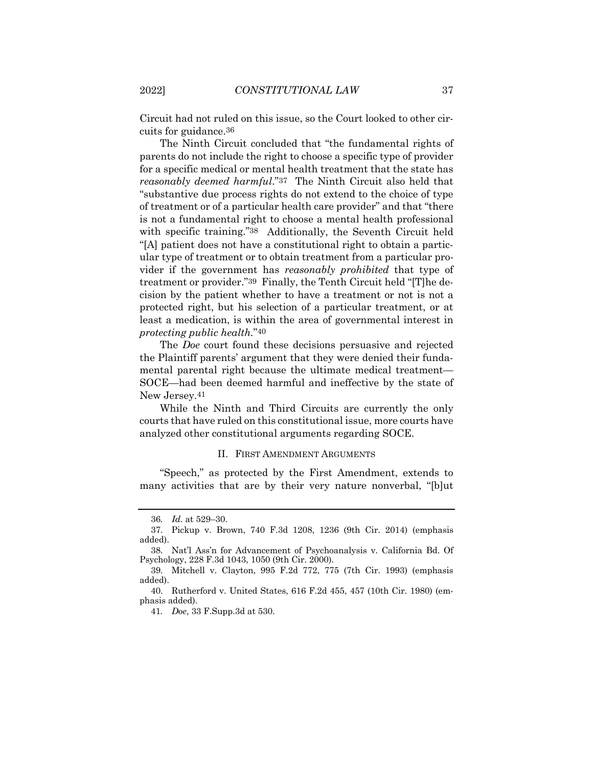Circuit had not ruled on this issue, so the Court looked to other circuits for guidance.[36]

The Ninth Circuit concluded that "the fundamental rights of parents do not include the right to choose a specific type of provider for a specific medical or mental health treatment that the state has *reasonably deemed harmful*."[37] The Ninth Circuit also held that "substantive due process rights do not extend to the choice of type of treatment or of a particular health care provider" and that "there is not a fundamental right to choose a mental health professional with specific training."[38] Additionally, the Seventh Circuit held "[A] patient does not have a constitutional right to obtain a particular type of treatment or to obtain treatment from a particular provider if the government has *reasonably prohibited* that type of treatment or provider."[39] Finally, the Tenth Circuit held "[T]he decision by the patient whether to have a treatment or not is not a protected right, but his selection of a particular treatment, or at least a medication, is within the area of governmental interest in *protecting public health*."[40]

The *Doe* court found these decisions persuasive and rejected the Plaintiff parents' argument that they were denied their fundamental parental right because the ultimate medical treatment—SOCE—had been deemed harmful and ineffective by the state of New Jersey.[41]

While the Ninth and Third Circuits are currently the only courts that have ruled on this constitutional issue, more courts have analyzed other constitutional arguments regarding SOCE.

## II. FIRST AMENDMENT ARGUMENTS

"Speech," as protected by the First Amendment, extends to many activities that are by their very nature nonverbal, "[b]ut

---

36. *Id.* at 529–30.

37. Pickup v. Brown, 740 F.3d 1208, 1236 (9th Cir. 2014) (emphasis added).

38. Nat'l Ass'n for Advancement of Psychoanalysis v. California Bd. Of Psychology, 228 F.3d 1043, 1050 (9th Cir. 2000).

39. Mitchell v. Clayton, 995 F.2d 772, 775 (7th Cir. 1993) (emphasis added).

40. Rutherford v. United States, 616 F.2d 455, 457 (10th Cir. 1980) (emphasis added).

41. *Doe*, 33 F.Supp.3d at 530.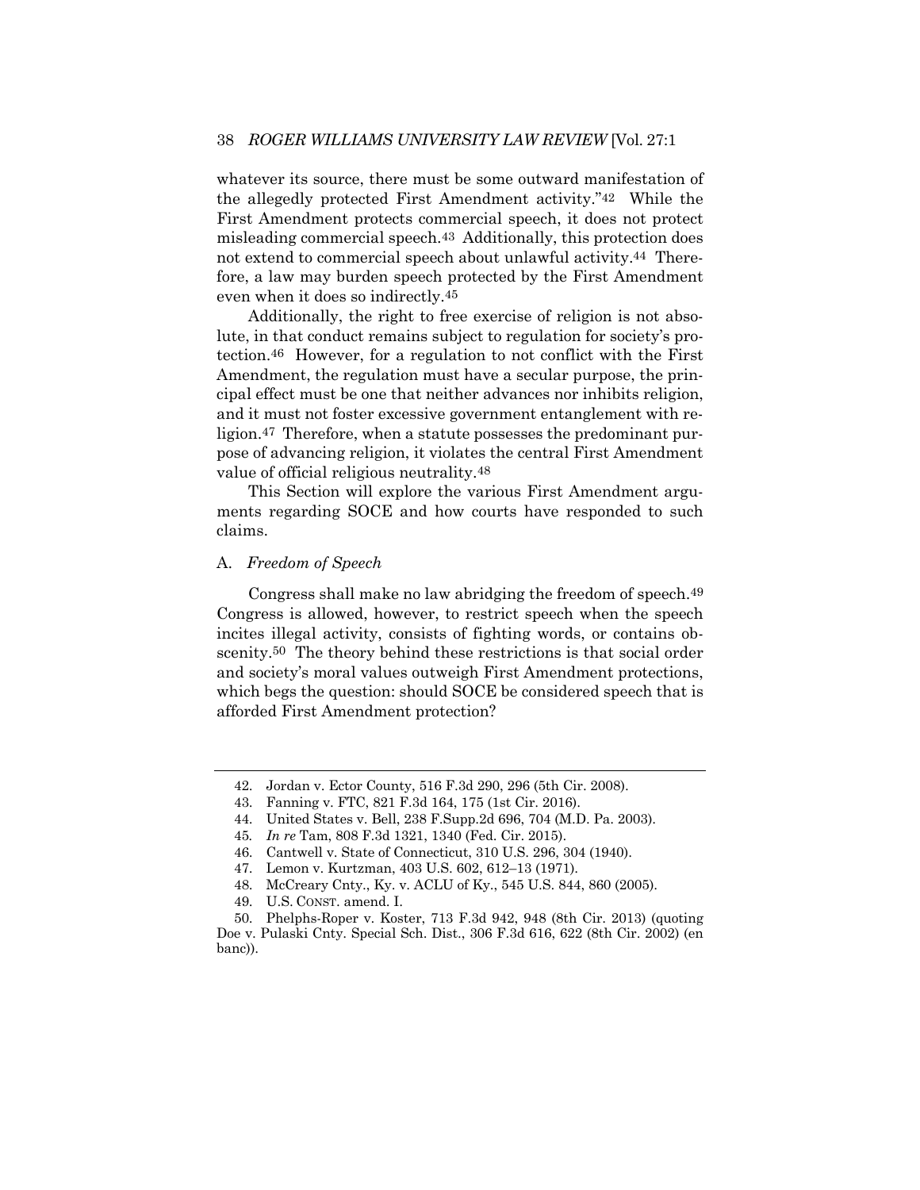whatever its source, there must be some outward manifestation of the allegedly protected First Amendment activity."[42] While the First Amendment protects commercial speech, it does not protect misleading commercial speech.[43] Additionally, this protection does not extend to commercial speech about unlawful activity.[44] Therefore, a law may burden speech protected by the First Amendment even when it does so indirectly.[45]

Additionally, the right to free exercise of religion is not absolute, in that conduct remains subject to regulation for society's protection.[46] However, for a regulation to not conflict with the First Amendment, the regulation must have a secular purpose, the principal effect must be one that neither advances nor inhibits religion, and it must not foster excessive government entanglement with religion.[47] Therefore, when a statute possesses the predominant purpose of advancing religion, it violates the central First Amendment value of official religious neutrality.[48]

This Section will explore the various First Amendment arguments regarding SOCE and how courts have responded to such claims.

## A. *Freedom of Speech*

Congress shall make no law abridging the freedom of speech.[49] Congress is allowed, however, to restrict speech when the speech incites illegal activity, consists of fighting words, or contains obscenity.[50] The theory behind these restrictions is that social order and society's moral values outweigh First Amendment protections, which begs the question: should SOCE be considered speech that is afforded First Amendment protection?

---

42. Jordan v. Ector County, 516 F.3d 290, 296 (5th Cir. 2008).

43. Fanning v. FTC, 821 F.3d 164, 175 (1st Cir. 2016).

44. United States v. Bell, 238 F.Supp.2d 696, 704 (M.D. Pa. 2003).

45. *In re* Tam, 808 F.3d 1321, 1340 (Fed. Cir. 2015).

46. Cantwell v. State of Connecticut, 310 U.S. 296, 304 (1940).

47. Lemon v. Kurtzman, 403 U.S. 602, 612–13 (1971).

48. McCreary Cnty., Ky. v. ACLU of Ky., 545 U.S. 844, 860 (2005).

49. U.S. CONST. amend. I.

50. Phelphs-Roper v. Koster, 713 F.3d 942, 948 (8th Cir. 2013) (quoting Doe v. Pulaski Cnty. Special Sch. Dist., 306 F.3d 616, 622 (8th Cir. 2002) (en banc)).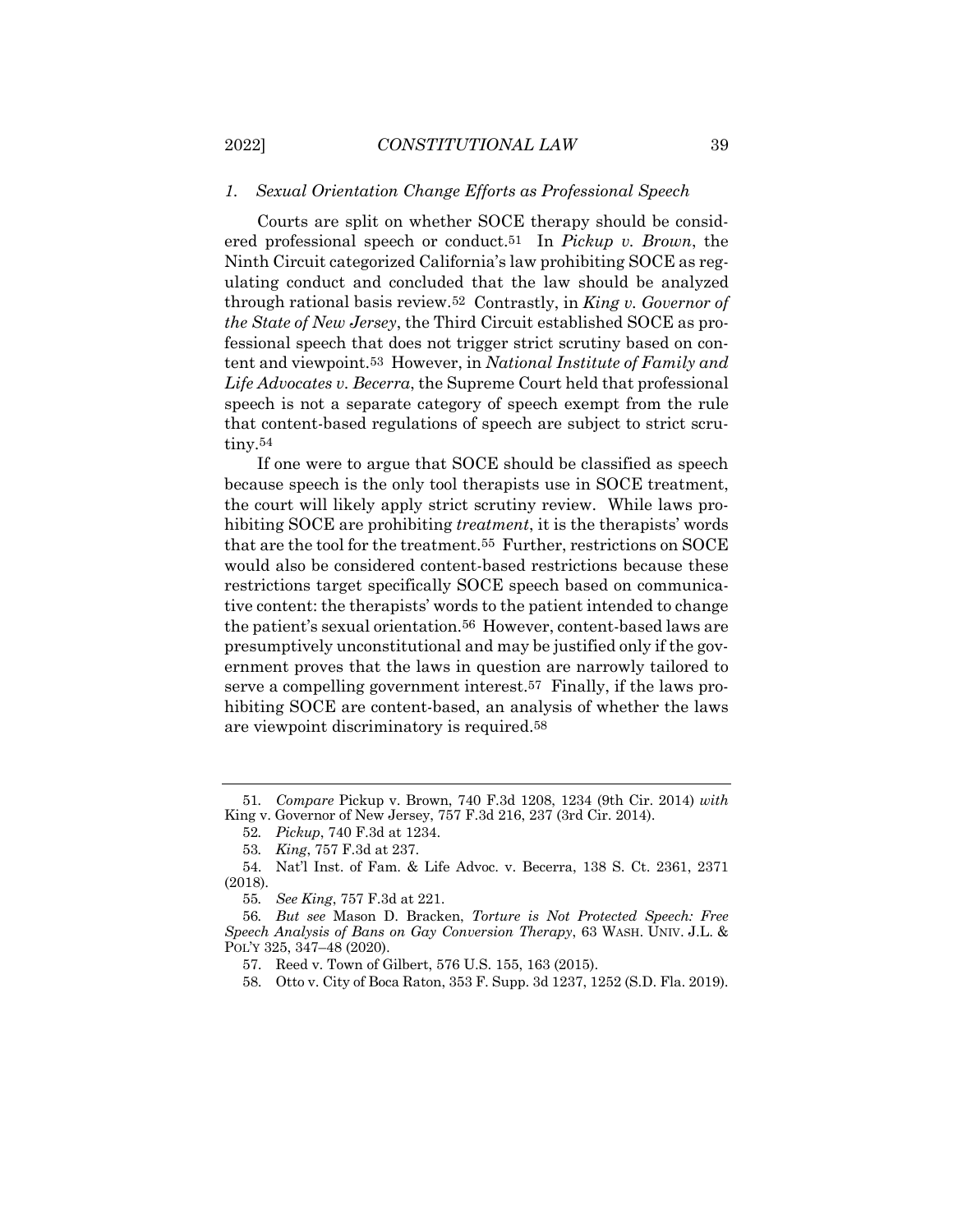### *1. Sexual Orientation Change Efforts as Professional Speech*

Courts are split on whether SOCE therapy should be considered professional speech or conduct.[51] In *Pickup v. Brown*, the Ninth Circuit categorized California's law prohibiting SOCE as regulating conduct and concluded that the law should be analyzed through rational basis review.[52] Contrastly, in *King v. Governor of the State of New Jersey*, the Third Circuit established SOCE as professional speech that does not trigger strict scrutiny based on content and viewpoint.[53] However, in *National Institute of Family and Life Advocates v. Becerra*, the Supreme Court held that professional speech is not a separate category of speech exempt from the rule that content-based regulations of speech are subject to strict scrutiny.[54]

If one were to argue that SOCE should be classified as speech because speech is the only tool therapists use in SOCE treatment, the court will likely apply strict scrutiny review. While laws prohibiting SOCE are prohibiting *treatment*, it is the therapists' words that are the tool for the treatment.[55] Further, restrictions on SOCE would also be considered content-based restrictions because these restrictions target specifically SOCE speech based on communicative content: the therapists' words to the patient intended to change the patient's sexual orientation.[56] However, content-based laws are presumptively unconstitutional and may be justified only if the government proves that the laws in question are narrowly tailored to serve a compelling government interest.[57] Finally, if the laws prohibiting SOCE are content-based, an analysis of whether the laws are viewpoint discriminatory is required.[58]

---

51. *Compare* Pickup v. Brown, 740 F.3d 1208, 1234 (9th Cir. 2014) *with* King v. Governor of New Jersey, 757 F.3d 216, 237 (3rd Cir. 2014).

52. *Pickup*, 740 F.3d at 1234.

53. *King*, 757 F.3d at 237.

54. Nat'l Inst. of Fam. & Life Advoc. v. Becerra, 138 S. Ct. 2361, 2371 (2018).

55. *See King*, 757 F.3d at 221.

56. *But see* Mason D. Bracken, *Torture is Not Protected Speech: Free Speech Analysis of Bans on Gay Conversion Therapy*, 63 WASH. UNIV. J.L. & POL'Y 325, 347–48 (2020).

57. Reed v. Town of Gilbert, 576 U.S. 155, 163 (2015).

58. Otto v. City of Boca Raton, 353 F. Supp. 3d 1237, 1252 (S.D. Fla. 2019).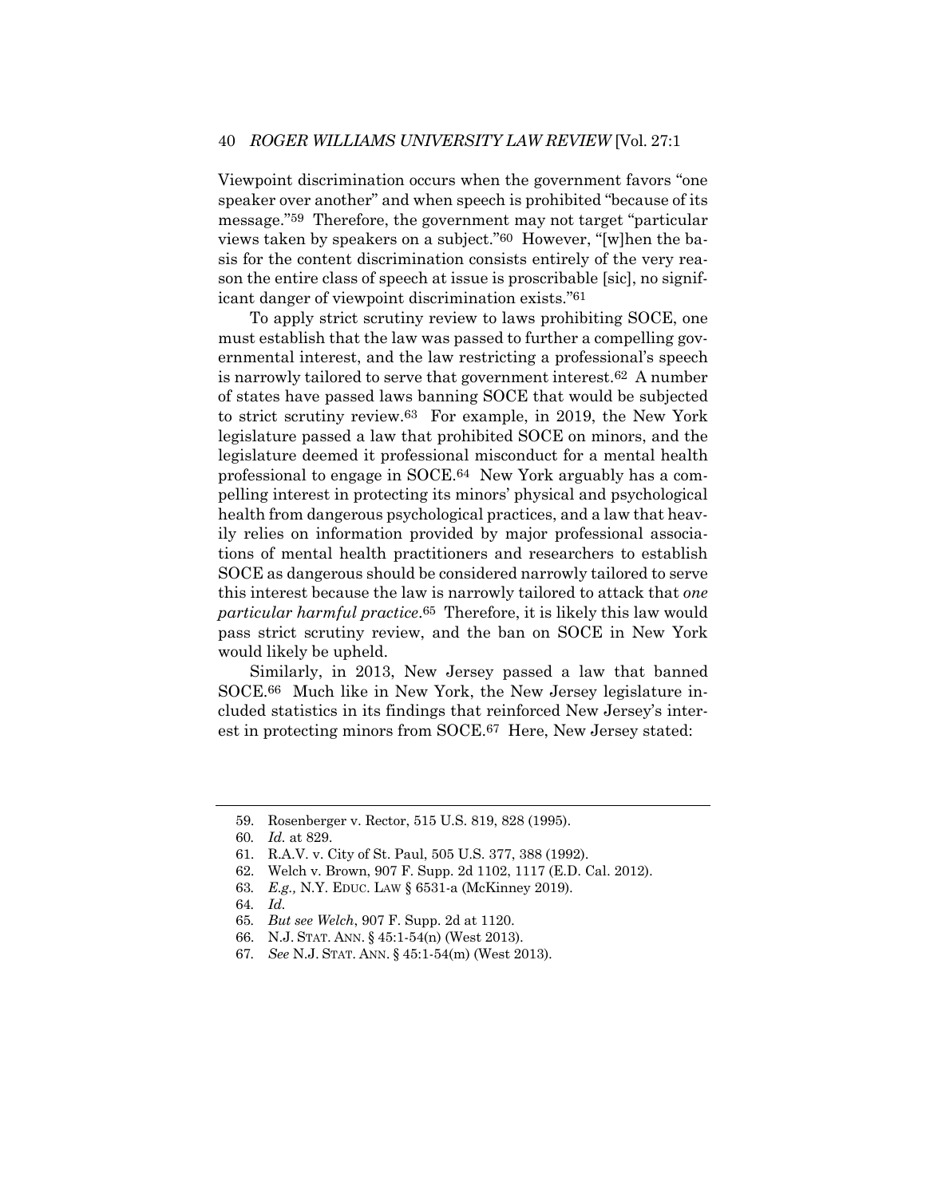Viewpoint discrimination occurs when the government favors "one speaker over another" and when speech is prohibited "because of its message."[59] Therefore, the government may not target "particular views taken by speakers on a subject."[60] However, "[w]hen the basis for the content discrimination consists entirely of the very reason the entire class of speech at issue is proscribable [sic], no significant danger of viewpoint discrimination exists."[61]

To apply strict scrutiny review to laws prohibiting SOCE, one must establish that the law was passed to further a compelling governmental interest, and the law restricting a professional's speech is narrowly tailored to serve that government interest.[62] A number of states have passed laws banning SOCE that would be subjected to strict scrutiny review.[63] For example, in 2019, the New York legislature passed a law that prohibited SOCE on minors, and the legislature deemed it professional misconduct for a mental health professional to engage in SOCE.[64] New York arguably has a compelling interest in protecting its minors' physical and psychological health from dangerous psychological practices, and a law that heavily relies on information provided by major professional associations of mental health practitioners and researchers to establish SOCE as dangerous should be considered narrowly tailored to serve this interest because the law is narrowly tailored to attack that *one particular harmful practice*.[65] Therefore, it is likely this law would pass strict scrutiny review, and the ban on SOCE in New York would likely be upheld.

Similarly, in 2013, New Jersey passed a law that banned SOCE.[66] Much like in New York, the New Jersey legislature included statistics in its findings that reinforced New Jersey's interest in protecting minors from SOCE.[67] Here, New Jersey stated:

---

59. Rosenberger v. Rector, 515 U.S. 819, 828 (1995).
60. *Id.* at 829.
61. R.A.V. v. City of St. Paul, 505 U.S. 377, 388 (1992).
62. Welch v. Brown, 907 F. Supp. 2d 1102, 1117 (E.D. Cal. 2012).
63. *E.g.,* N.Y. EDUC. LAW § 6531-a (McKinney 2019).
64. *Id.*
65. *But see Welch*, 907 F. Supp. 2d at 1120.
66. N.J. STAT. ANN. § 45:1-54(n) (West 2013).
67. *See* N.J. STAT. ANN. § 45:1-54(m) (West 2013).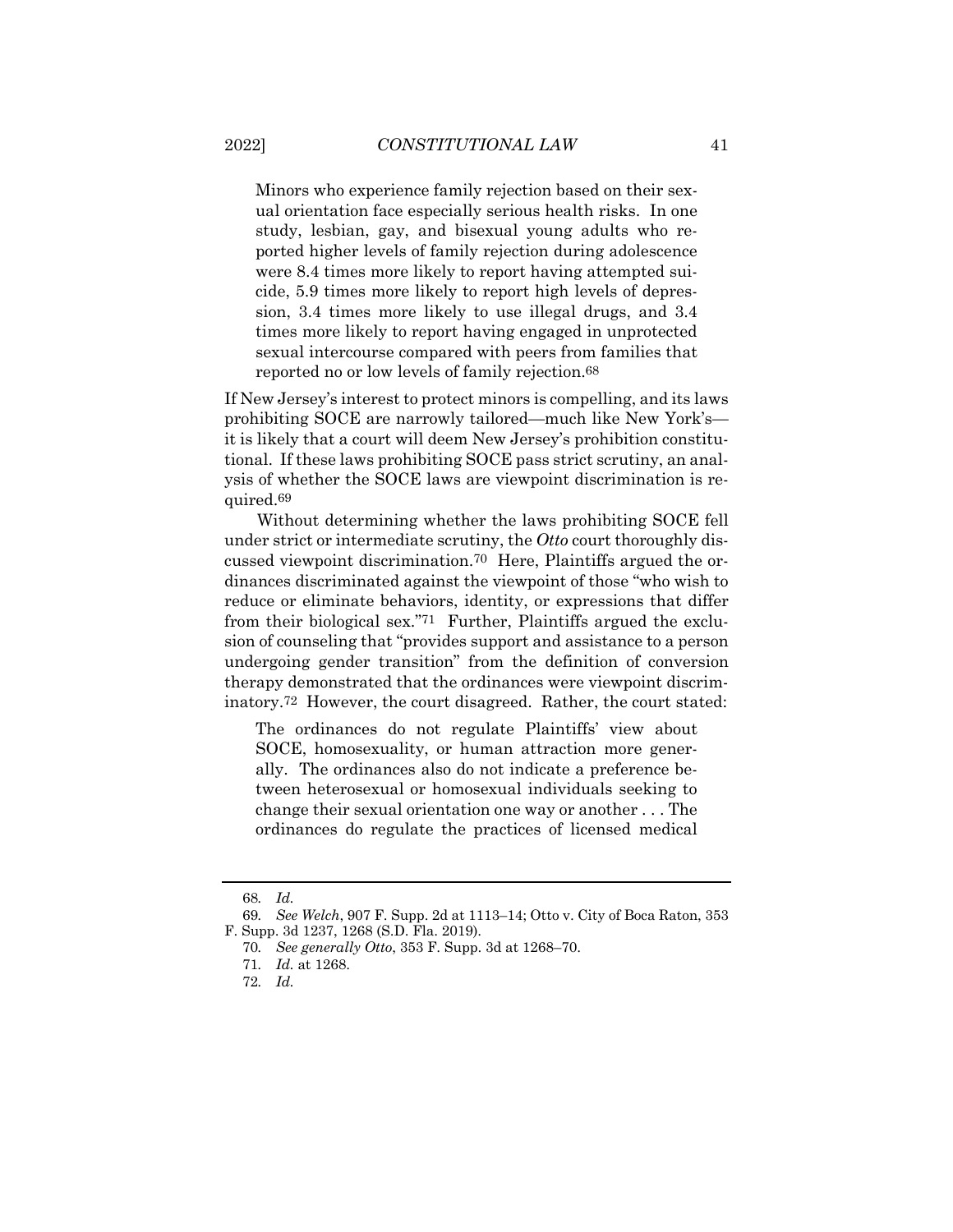> Minors who experience family rejection based on their sexual orientation face especially serious health risks. In one study, lesbian, gay, and bisexual young adults who reported higher levels of family rejection during adolescence were 8.4 times more likely to report having attempted suicide, 5.9 times more likely to report high levels of depression, 3.4 times more likely to use illegal drugs, and 3.4 times more likely to report having engaged in unprotected sexual intercourse compared with peers from families that reported no or low levels of family rejection.[68]

If New Jersey's interest to protect minors is compelling, and its laws prohibiting SOCE are narrowly tailored—much like New York's—it is likely that a court will deem New Jersey's prohibition constitutional. If these laws prohibiting SOCE pass strict scrutiny, an analysis of whether the SOCE laws are viewpoint discrimination is required.[69]

Without determining whether the laws prohibiting SOCE fell under strict or intermediate scrutiny, the *Otto* court thoroughly discussed viewpoint discrimination.[70] Here, Plaintiffs argued the ordinances discriminated against the viewpoint of those "who wish to reduce or eliminate behaviors, identity, or expressions that differ from their biological sex."[71] Further, Plaintiffs argued the exclusion of counseling that "provides support and assistance to a person undergoing gender transition" from the definition of conversion therapy demonstrated that the ordinances were viewpoint discriminatory.[72] However, the court disagreed. Rather, the court stated:

> The ordinances do not regulate Plaintiffs' view about SOCE, homosexuality, or human attraction more generally. The ordinances also do not indicate a preference between heterosexual or homosexual individuals seeking to change their sexual orientation one way or another . . . The ordinances do regulate the practices of licensed medical

---

68. *Id.*

69. *See Welch*, 907 F. Supp. 2d at 1113–14; Otto v. City of Boca Raton, 353 F. Supp. 3d 1237, 1268 (S.D. Fla. 2019).

70. *See generally Otto*, 353 F. Supp. 3d at 1268–70.

71. *Id.* at 1268.

72. *Id.*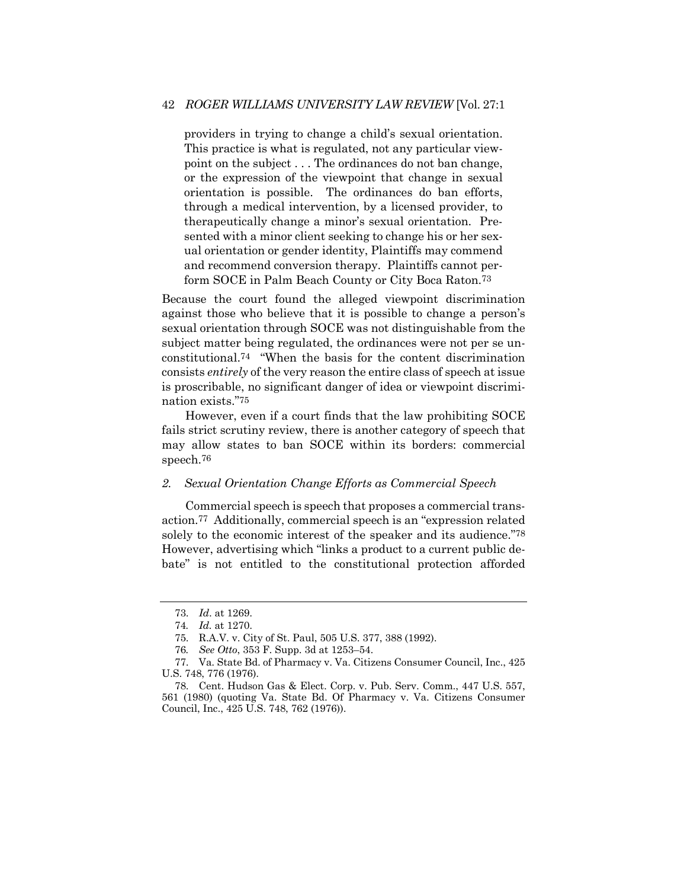> providers in trying to change a child's sexual orientation. This practice is what is regulated, not any particular viewpoint on the subject . . . The ordinances do not ban change, or the expression of the viewpoint that change in sexual orientation is possible. The ordinances do ban efforts, through a medical intervention, by a licensed provider, to therapeutically change a minor's sexual orientation. Presented with a minor client seeking to change his or her sexual orientation or gender identity, Plaintiffs may commend and recommend conversion therapy. Plaintiffs cannot perform SOCE in Palm Beach County or City Boca Raton.[73]

Because the court found the alleged viewpoint discrimination against those who believe that it is possible to change a person's sexual orientation through SOCE was not distinguishable from the subject matter being regulated, the ordinances were not per se unconstitutional.[74] "When the basis for the content discrimination consists *entirely* of the very reason the entire class of speech at issue is proscribable, no significant danger of idea or viewpoint discrimination exists."[75]

However, even if a court finds that the law prohibiting SOCE fails strict scrutiny review, there is another category of speech that may allow states to ban SOCE within its borders: commercial speech.[76]

### *2. Sexual Orientation Change Efforts as Commercial Speech*

Commercial speech is speech that proposes a commercial transaction.[77] Additionally, commercial speech is an "expression related solely to the economic interest of the speaker and its audience."[78] However, advertising which "links a product to a current public debate" is not entitled to the constitutional protection afforded

---

73. *Id*. at 1269.

74. *Id.* at 1270.

75. R.A.V. v. City of St. Paul, 505 U.S. 377, 388 (1992).

76. *See Otto*, 353 F. Supp. 3d at 1253–54.

77. Va. State Bd. of Pharmacy v. Va. Citizens Consumer Council, Inc., 425 U.S. 748, 776 (1976).

78. Cent. Hudson Gas & Elect. Corp. v. Pub. Serv. Comm., 447 U.S. 557, 561 (1980) (quoting Va. State Bd. Of Pharmacy v. Va. Citizens Consumer Council, Inc., 425 U.S. 748, 762 (1976)).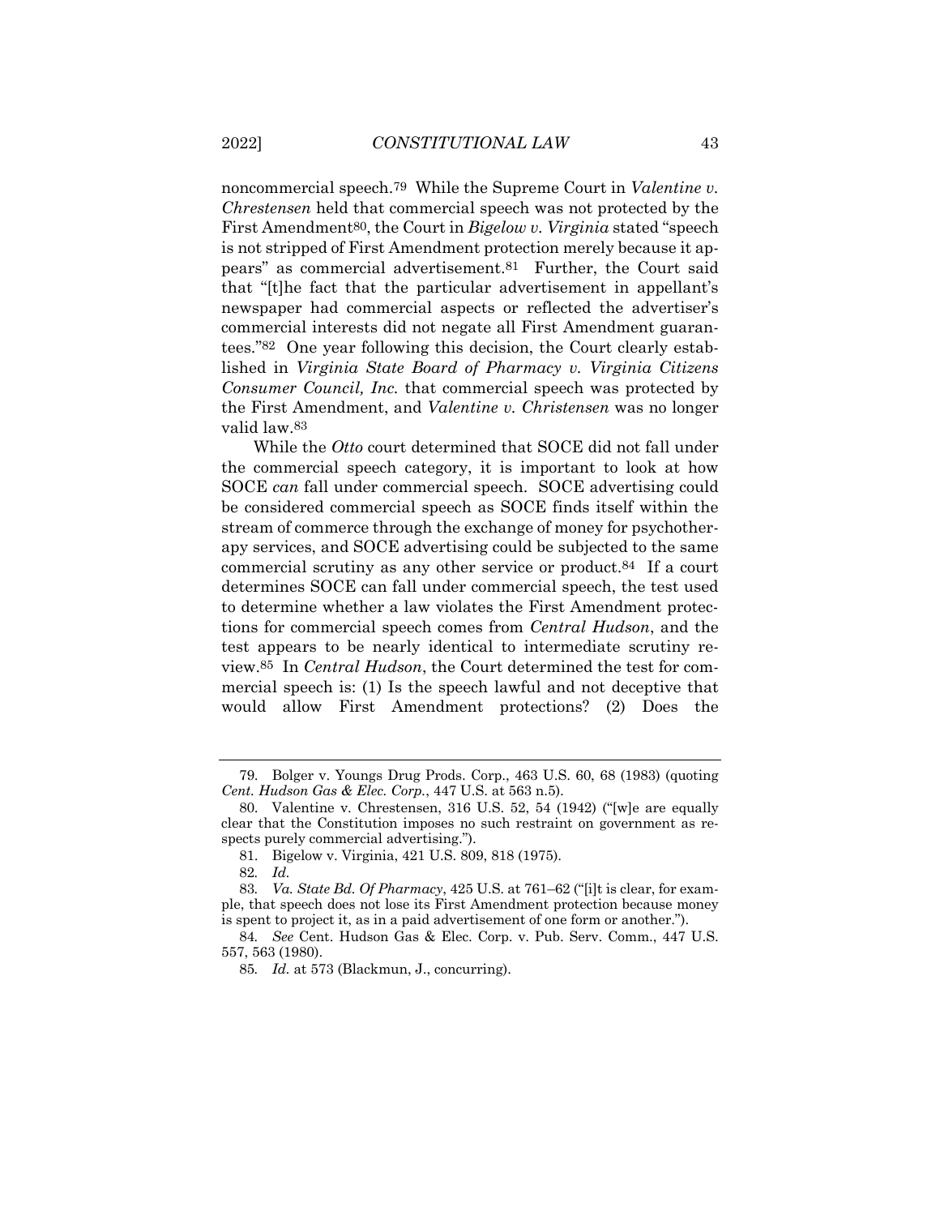noncommercial speech.[79] While the Supreme Court in *Valentine v. Chrestensen* held that commercial speech was not protected by the First Amendment[80], the Court in *Bigelow v. Virginia* stated "speech is not stripped of First Amendment protection merely because it appears" as commercial advertisement.[81] Further, the Court said that "[t]he fact that the particular advertisement in appellant's newspaper had commercial aspects or reflected the advertiser's commercial interests did not negate all First Amendment guarantees."[82] One year following this decision, the Court clearly established in *Virginia State Board of Pharmacy v. Virginia Citizens Consumer Council, Inc.* that commercial speech was protected by the First Amendment, and *Valentine v. Christensen* was no longer valid law.[83]

While the *Otto* court determined that SOCE did not fall under the commercial speech category, it is important to look at how SOCE *can* fall under commercial speech. SOCE advertising could be considered commercial speech as SOCE finds itself within the stream of commerce through the exchange of money for psychotherapy services, and SOCE advertising could be subjected to the same commercial scrutiny as any other service or product.[84] If a court determines SOCE can fall under commercial speech, the test used to determine whether a law violates the First Amendment protections for commercial speech comes from *Central Hudson*, and the test appears to be nearly identical to intermediate scrutiny review.[85] In *Central Hudson*, the Court determined the test for commercial speech is: (1) Is the speech lawful and not deceptive that would allow First Amendment protections? (2) Does the

---

79. Bolger v. Youngs Drug Prods. Corp., 463 U.S. 60, 68 (1983) (quoting *Cent. Hudson Gas & Elec. Corp.*, 447 U.S. at 563 n.5).

80. Valentine v. Chrestensen, 316 U.S. 52, 54 (1942) ("[w]e are equally clear that the Constitution imposes no such restraint on government as respects purely commercial advertising.").

81. Bigelow v. Virginia, 421 U.S. 809, 818 (1975).

82. *Id.*

83. *Va. State Bd. Of Pharmacy*, 425 U.S. at 761–62 ("[i]t is clear, for example, that speech does not lose its First Amendment protection because money is spent to project it, as in a paid advertisement of one form or another.").

84. *See* Cent. Hudson Gas & Elec. Corp. v. Pub. Serv. Comm., 447 U.S. 557, 563 (1980).

85. *Id.* at 573 (Blackmun, J., concurring).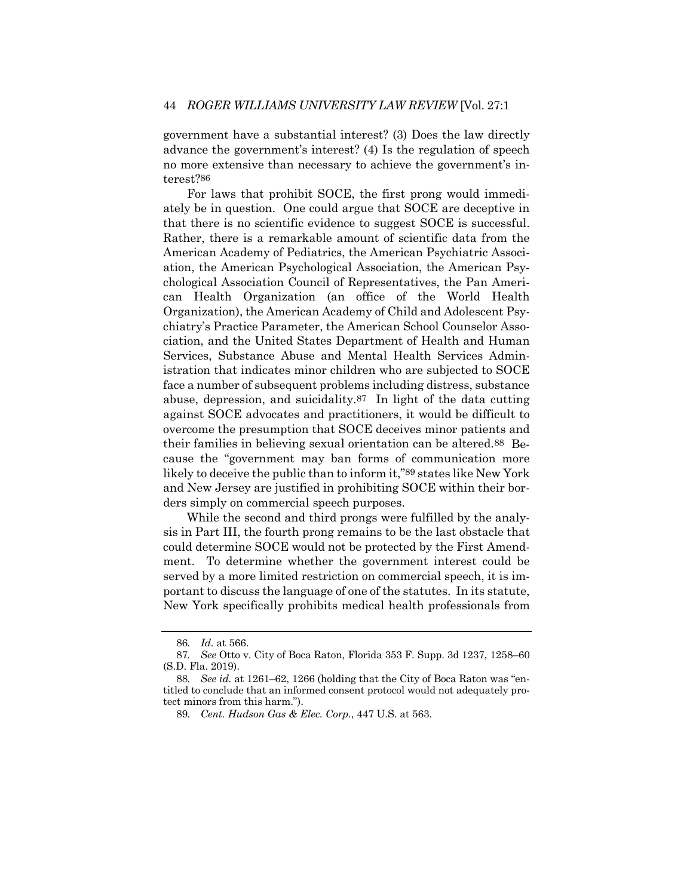government have a substantial interest? (3) Does the law directly advance the government's interest? (4) Is the regulation of speech no more extensive than necessary to achieve the government's interest?[86]

For laws that prohibit SOCE, the first prong would immediately be in question. One could argue that SOCE are deceptive in that there is no scientific evidence to suggest SOCE is successful. Rather, there is a remarkable amount of scientific data from the American Academy of Pediatrics, the American Psychiatric Association, the American Psychological Association, the American Psychological Association Council of Representatives, the Pan American Health Organization (an office of the World Health Organization), the American Academy of Child and Adolescent Psychiatry's Practice Parameter, the American School Counselor Association, and the United States Department of Health and Human Services, Substance Abuse and Mental Health Services Administration that indicates minor children who are subjected to SOCE face a number of subsequent problems including distress, substance abuse, depression, and suicidality.[87] In light of the data cutting against SOCE advocates and practitioners, it would be difficult to overcome the presumption that SOCE deceives minor patients and their families in believing sexual orientation can be altered.[88] Because the "government may ban forms of communication more likely to deceive the public than to inform it,"[89] states like New York and New Jersey are justified in prohibiting SOCE within their borders simply on commercial speech purposes.

While the second and third prongs were fulfilled by the analysis in Part III, the fourth prong remains to be the last obstacle that could determine SOCE would not be protected by the First Amendment. To determine whether the government interest could be served by a more limited restriction on commercial speech, it is important to discuss the language of one of the statutes. In its statute, New York specifically prohibits medical health professionals from

---

86. *Id.* at 566.

87. *See* Otto v. City of Boca Raton, Florida 353 F. Supp. 3d 1237, 1258–60 (S.D. Fla. 2019).

88. *See id.* at 1261–62, 1266 (holding that the City of Boca Raton was "entitled to conclude that an informed consent protocol would not adequately protect minors from this harm.").

89. *Cent. Hudson Gas & Elec. Corp.*, 447 U.S. at 563.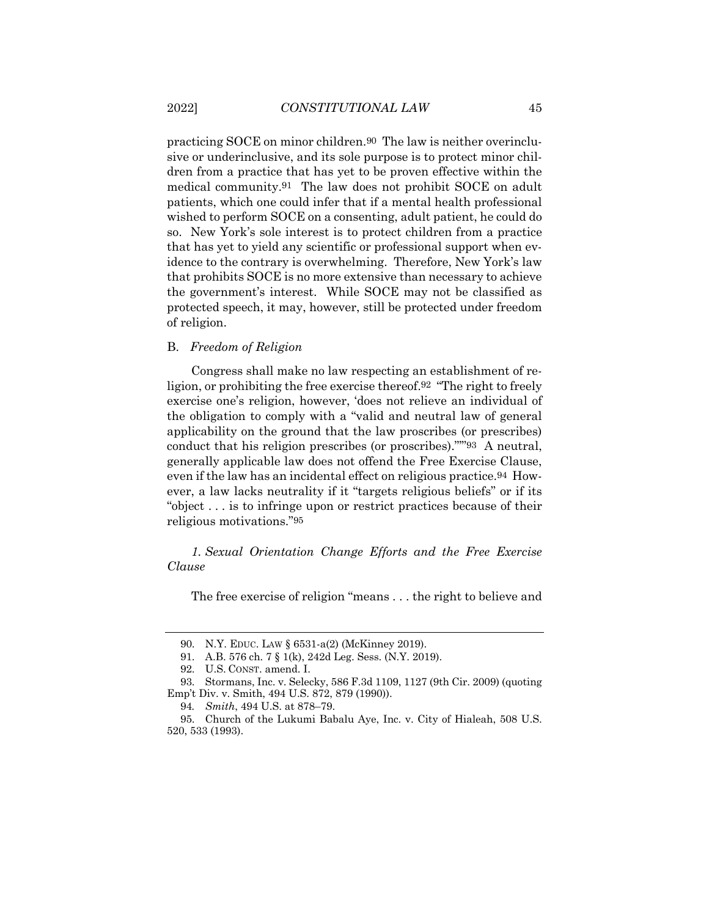practicing SOCE on minor children.[90] The law is neither overinclusive or underinclusive, and its sole purpose is to protect minor children from a practice that has yet to be proven effective within the medical community.[91] The law does not prohibit SOCE on adult patients, which one could infer that if a mental health professional wished to perform SOCE on a consenting, adult patient, he could do so. New York's sole interest is to protect children from a practice that has yet to yield any scientific or professional support when evidence to the contrary is overwhelming. Therefore, New York's law that prohibits SOCE is no more extensive than necessary to achieve the government's interest. While SOCE may not be classified as protected speech, it may, however, still be protected under freedom of religion.

### B. *Freedom of Religion*

Congress shall make no law respecting an establishment of religion, or prohibiting the free exercise thereof.[92] "The right to freely exercise one's religion, however, 'does not relieve an individual of the obligation to comply with a "valid and neutral law of general applicability on the ground that the law proscribes (or prescribes) conduct that his religion prescribes (or proscribes)."'"[93] A neutral, generally applicable law does not offend the Free Exercise Clause, even if the law has an incidental effect on religious practice.[94] However, a law lacks neutrality if it "targets religious beliefs" or if its "object . . . is to infringe upon or restrict practices because of their religious motivations."[95]

#### *1. Sexual Orientation Change Efforts and the Free Exercise Clause*

The free exercise of religion "means . . . the right to believe and

---

90. N.Y. EDUC. LAW § 6531-a(2) (McKinney 2019).

91. A.B. 576 ch. 7 § 1(k), 242d Leg. Sess. (N.Y. 2019).

92. U.S. CONST. amend. I.

93. Stormans, Inc. v. Selecky, 586 F.3d 1109, 1127 (9th Cir. 2009) (quoting Emp't Div. v. Smith, 494 U.S. 872, 879 (1990)).

94. *Smith*, 494 U.S. at 878–79.

95. Church of the Lukumi Babalu Aye, Inc. v. City of Hialeah, 508 U.S. 520, 533 (1993).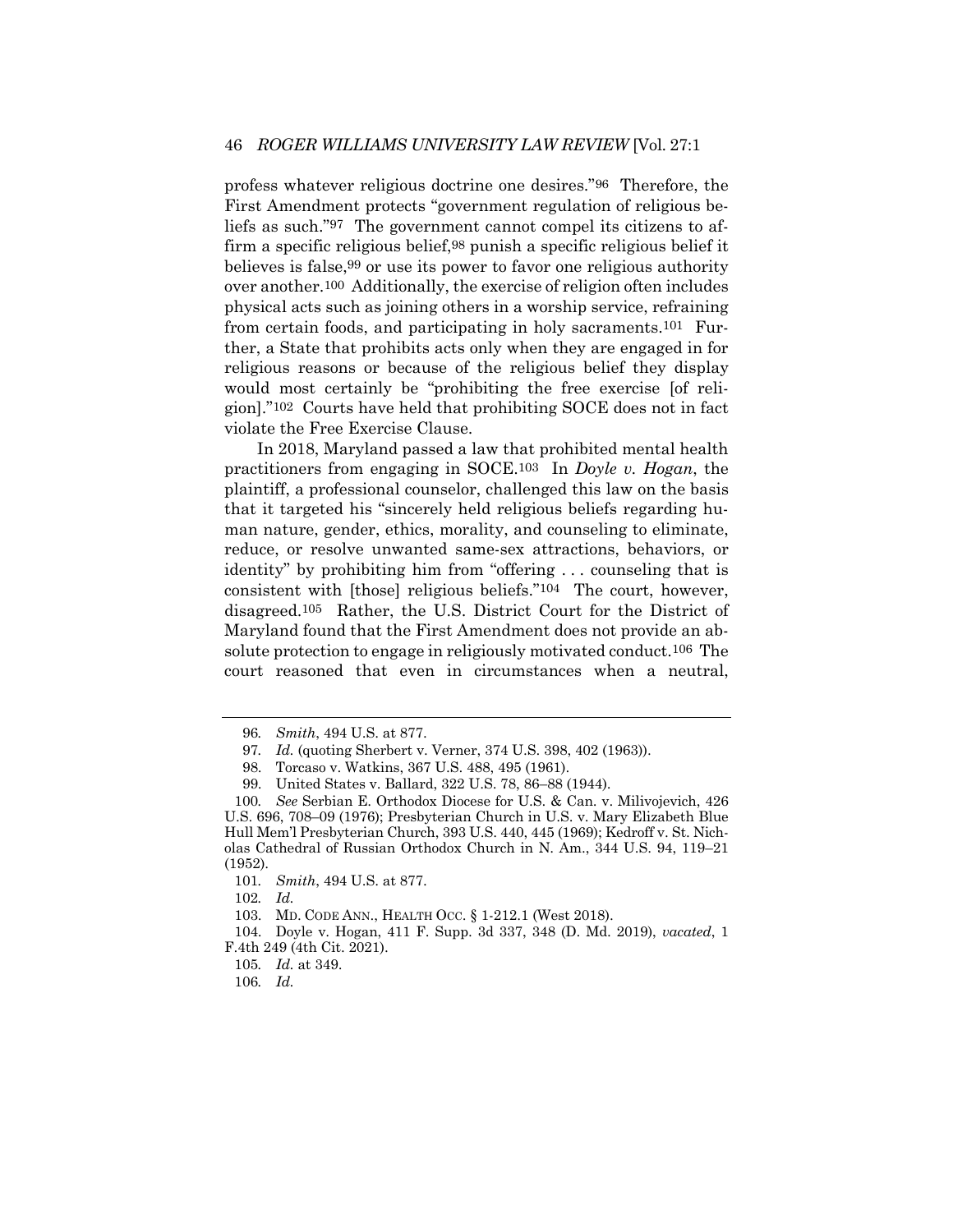profess whatever religious doctrine one desires."[96] Therefore, the First Amendment protects "government regulation of religious beliefs as such."[97] The government cannot compel its citizens to affirm a specific religious belief,[98] punish a specific religious belief it believes is false,[99] or use its power to favor one religious authority over another.[100] Additionally, the exercise of religion often includes physical acts such as joining others in a worship service, refraining from certain foods, and participating in holy sacraments.[101] Further, a State that prohibits acts only when they are engaged in for religious reasons or because of the religious belief they display would most certainly be "prohibiting the free exercise [of religion]."[102] Courts have held that prohibiting SOCE does not in fact violate the Free Exercise Clause.

In 2018, Maryland passed a law that prohibited mental health practitioners from engaging in SOCE.[103] In *Doyle v. Hogan*, the plaintiff, a professional counselor, challenged this law on the basis that it targeted his "sincerely held religious beliefs regarding human nature, gender, ethics, morality, and counseling to eliminate, reduce, or resolve unwanted same-sex attractions, behaviors, or identity" by prohibiting him from "offering . . . counseling that is consistent with [those] religious beliefs."[104] The court, however, disagreed.[105] Rather, the U.S. District Court for the District of Maryland found that the First Amendment does not provide an absolute protection to engage in religiously motivated conduct.[106] The court reasoned that even in circumstances when a neutral,

---

96. *Smith*, 494 U.S. at 877.

97. *Id.* (quoting Sherbert v. Verner, 374 U.S. 398, 402 (1963)).

98. Torcaso v. Watkins, 367 U.S. 488, 495 (1961).

99. United States v. Ballard, 322 U.S. 78, 86–88 (1944).

100. *See* Serbian E. Orthodox Diocese for U.S. & Can. v. Milivojevich, 426 U.S. 696, 708–09 (1976); Presbyterian Church in U.S. v. Mary Elizabeth Blue Hull Mem'l Presbyterian Church, 393 U.S. 440, 445 (1969); Kedroff v. St. Nicholas Cathedral of Russian Orthodox Church in N. Am., 344 U.S. 94, 119–21 (1952).

101. *Smith*, 494 U.S. at 877.

102. *Id.*

103. MD. CODE ANN., HEALTH OCC. § 1-212.1 (West 2018).

104. Doyle v. Hogan, 411 F. Supp. 3d 337, 348 (D. Md. 2019), *vacated*, 1 F.4th 249 (4th Cit. 2021).

105. *Id.* at 349.

106. *Id.*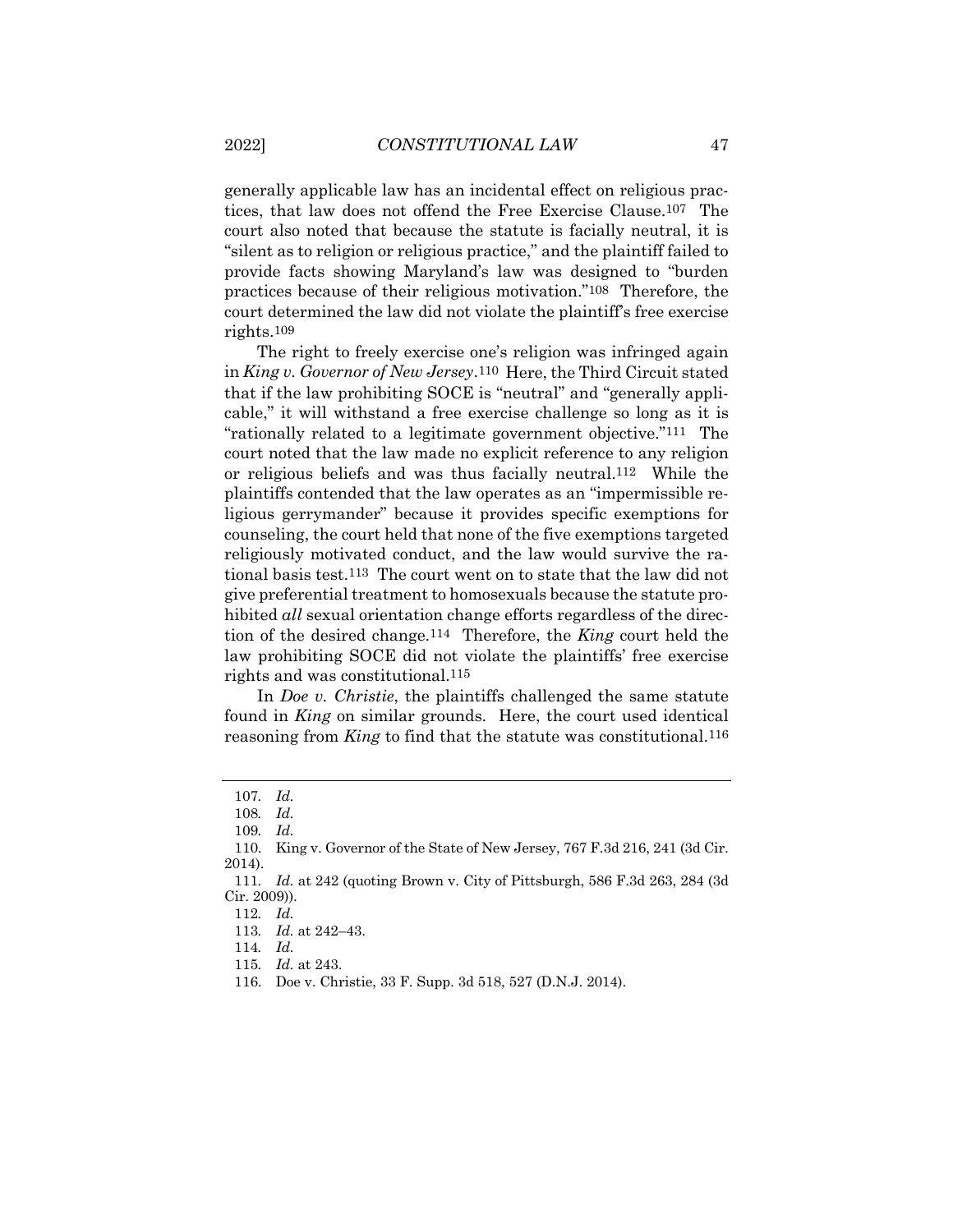generally applicable law has an incidental effect on religious practices, that law does not offend the Free Exercise Clause.[107] The court also noted that because the statute is facially neutral, it is "silent as to religion or religious practice," and the plaintiff failed to provide facts showing Maryland's law was designed to "burden practices because of their religious motivation."[108] Therefore, the court determined the law did not violate the plaintiff's free exercise rights.[109]

The right to freely exercise one's religion was infringed again in *King v. Governor of New Jersey*.[110] Here, the Third Circuit stated that if the law prohibiting SOCE is "neutral" and "generally applicable," it will withstand a free exercise challenge so long as it is "rationally related to a legitimate government objective."[111] The court noted that the law made no explicit reference to any religion or religious beliefs and was thus facially neutral.[112] While the plaintiffs contended that the law operates as an "impermissible religious gerrymander" because it provides specific exemptions for counseling, the court held that none of the five exemptions targeted religiously motivated conduct, and the law would survive the rational basis test.[113] The court went on to state that the law did not give preferential treatment to homosexuals because the statute prohibited *all* sexual orientation change efforts regardless of the direction of the desired change.[114] Therefore, the *King* court held the law prohibiting SOCE did not violate the plaintiffs' free exercise rights and was constitutional.[115]

In *Doe v. Christie*, the plaintiffs challenged the same statute found in *King* on similar grounds. Here, the court used identical reasoning from *King* to find that the statute was constitutional.[116]

---

107. *Id.*

108. *Id.*

109. *Id.*

110. King v. Governor of the State of New Jersey, 767 F.3d 216, 241 (3d Cir. 2014).

111. *Id.* at 242 (quoting Brown v. City of Pittsburgh, 586 F.3d 263, 284 (3d Cir. 2009)).

112. *Id.*

113. *Id.* at 242–43.

114. *Id.*

115. *Id.* at 243.

116. Doe v. Christie, 33 F. Supp. 3d 518, 527 (D.N.J. 2014).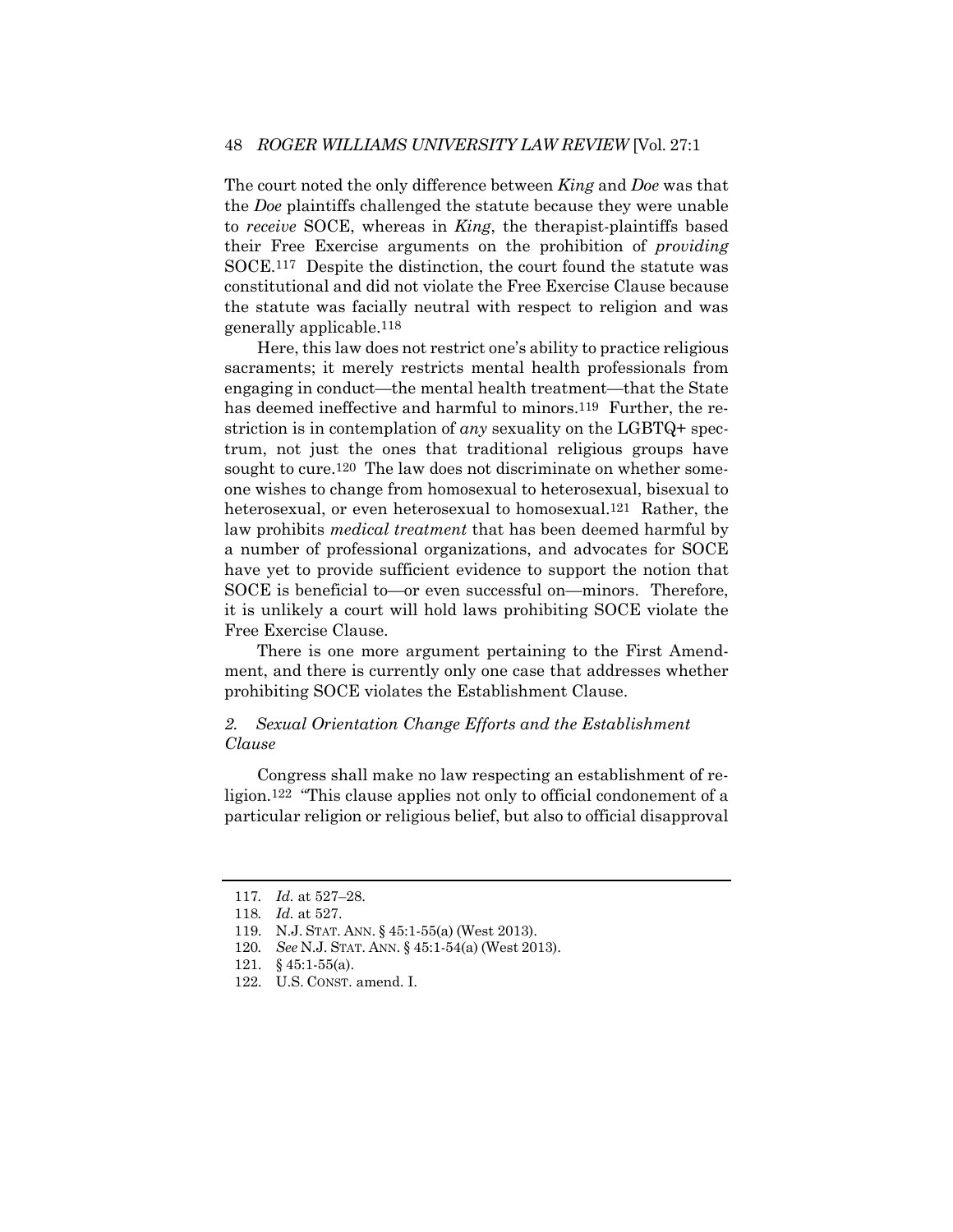The court noted the only difference between *King* and *Doe* was that the *Doe* plaintiffs challenged the statute because they were unable to *receive* SOCE, whereas in *King*, the therapist-plaintiffs based their Free Exercise arguments on the prohibition of *providing* SOCE.[117] Despite the distinction, the court found the statute was constitutional and did not violate the Free Exercise Clause because the statute was facially neutral with respect to religion and was generally applicable.[118]

Here, this law does not restrict one's ability to practice religious sacraments; it merely restricts mental health professionals from engaging in conduct—the mental health treatment—that the State has deemed ineffective and harmful to minors.[119] Further, the restriction is in contemplation of *any* sexuality on the LGBTQ+ spectrum, not just the ones that traditional religious groups have sought to cure.[120] The law does not discriminate on whether someone wishes to change from homosexual to heterosexual, bisexual to heterosexual, or even heterosexual to homosexual.[121] Rather, the law prohibits *medical treatment* that has been deemed harmful by a number of professional organizations, and advocates for SOCE have yet to provide sufficient evidence to support the notion that SOCE is beneficial to—or even successful on—minors. Therefore, it is unlikely a court will hold laws prohibiting SOCE violate the Free Exercise Clause.

There is one more argument pertaining to the First Amendment, and there is currently only one case that addresses whether prohibiting SOCE violates the Establishment Clause.

### *2. Sexual Orientation Change Efforts and the Establishment Clause*

Congress shall make no law respecting an establishment of religion.[122] "This clause applies not only to official condonement of a particular religion or religious belief, but also to official disapproval

---

117. *Id.* at 527–28.

118. *Id.* at 527.

119. N.J. STAT. ANN. § 45:1-55(a) (West 2013).

120. *See* N.J. STAT. ANN. § 45:1-54(a) (West 2013).

121. § 45:1-55(a).

122. U.S. CONST. amend. I.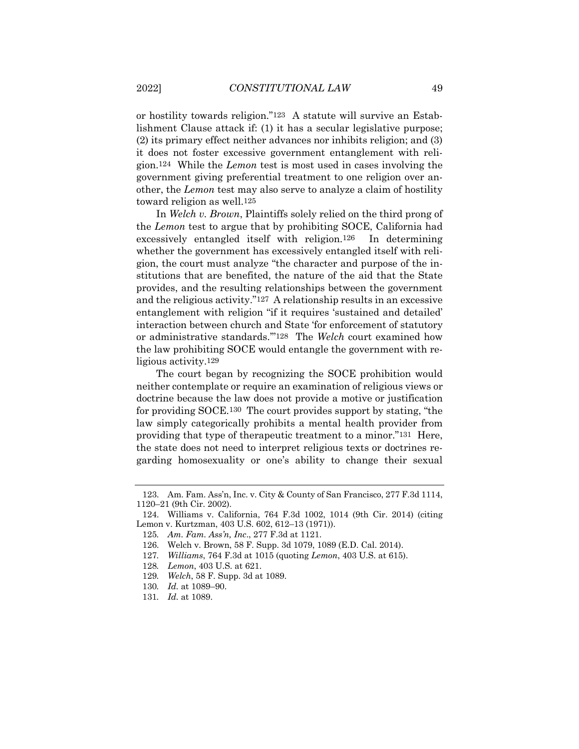or hostility towards religion."[123] A statute will survive an Establishment Clause attack if: (1) it has a secular legislative purpose; (2) its primary effect neither advances nor inhibits religion; and (3) it does not foster excessive government entanglement with religion.[124] While the *Lemon* test is most used in cases involving the government giving preferential treatment to one religion over another, the *Lemon* test may also serve to analyze a claim of hostility toward religion as well.[125]

In *Welch v. Brown*, Plaintiffs solely relied on the third prong of the *Lemon* test to argue that by prohibiting SOCE, California had excessively entangled itself with religion.[126] In determining whether the government has excessively entangled itself with religion, the court must analyze "the character and purpose of the institutions that are benefited, the nature of the aid that the State provides, and the resulting relationships between the government and the religious activity."[127] A relationship results in an excessive entanglement with religion "if it requires 'sustained and detailed' interaction between church and State 'for enforcement of statutory or administrative standards.'"[128] The *Welch* court examined how the law prohibiting SOCE would entangle the government with religious activity.[129]

The court began by recognizing the SOCE prohibition would neither contemplate or require an examination of religious views or doctrine because the law does not provide a motive or justification for providing SOCE.[130] The court provides support by stating, "the law simply categorically prohibits a mental health provider from providing that type of therapeutic treatment to a minor."[131] Here, the state does not need to interpret religious texts or doctrines regarding homosexuality or one's ability to change their sexual

---

123. Am. Fam. Ass'n, Inc. v. City & County of San Francisco, 277 F.3d 1114, 1120–21 (9th Cir. 2002).

124. Williams v. California, 764 F.3d 1002, 1014 (9th Cir. 2014) (citing Lemon v. Kurtzman, 403 U.S. 602, 612–13 (1971)).

125. *Am. Fam. Ass'n, Inc*., 277 F.3d at 1121.

126. Welch v. Brown, 58 F. Supp. 3d 1079, 1089 (E.D. Cal. 2014).

127. *Williams*, 764 F.3d at 1015 (quoting *Lemon*, 403 U.S. at 615).

128. *Lemon*, 403 U.S. at 621.

129. *Welch*, 58 F. Supp. 3d at 1089.

130. *Id.* at 1089–90.

131. *Id.* at 1089.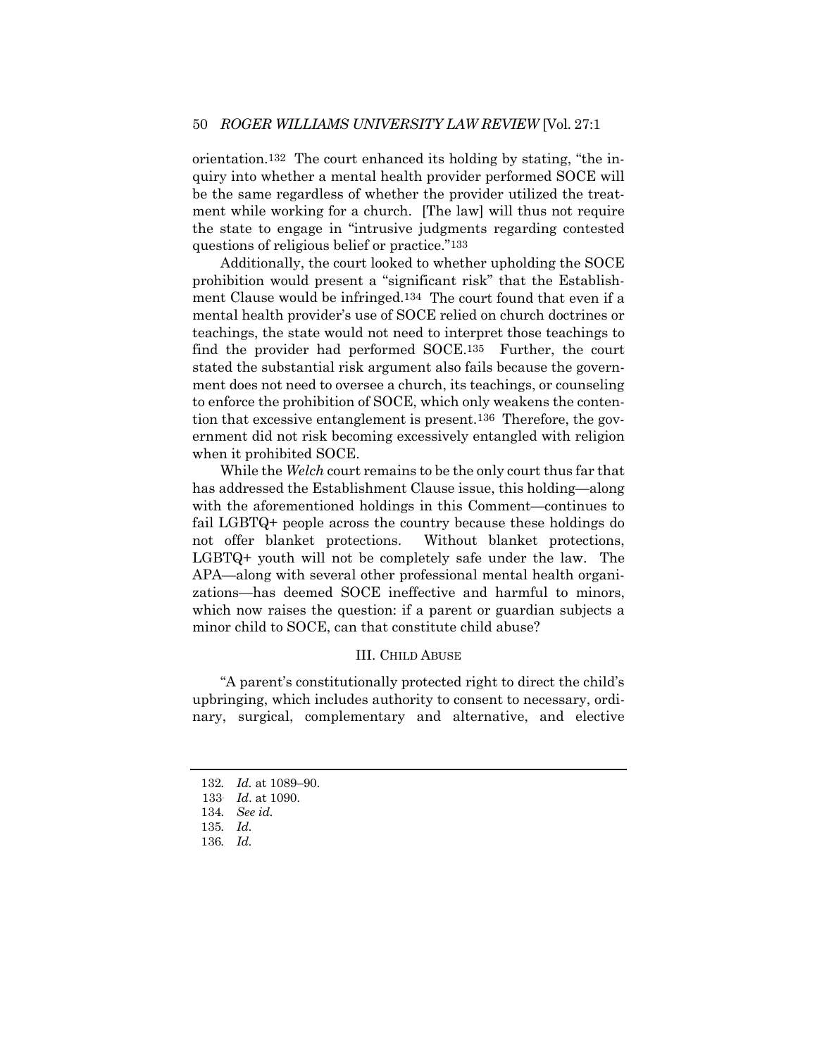orientation.[132] The court enhanced its holding by stating, "the inquiry into whether a mental health provider performed SOCE will be the same regardless of whether the provider utilized the treatment while working for a church. [The law] will thus not require the state to engage in "intrusive judgments regarding contested questions of religious belief or practice."[133]

Additionally, the court looked to whether upholding the SOCE prohibition would present a "significant risk" that the Establishment Clause would be infringed.[134] The court found that even if a mental health provider's use of SOCE relied on church doctrines or teachings, the state would not need to interpret those teachings to find the provider had performed SOCE.[135] Further, the court stated the substantial risk argument also fails because the government does not need to oversee a church, its teachings, or counseling to enforce the prohibition of SOCE, which only weakens the contention that excessive entanglement is present.[136] Therefore, the government did not risk becoming excessively entangled with religion when it prohibited SOCE.

While the *Welch* court remains to be the only court thus far that has addressed the Establishment Clause issue, this holding—along with the aforementioned holdings in this Comment—continues to fail LGBTQ+ people across the country because these holdings do not offer blanket protections. Without blanket protections, LGBTQ+ youth will not be completely safe under the law. The APA—along with several other professional mental health organizations—has deemed SOCE ineffective and harmful to minors, which now raises the question: if a parent or guardian subjects a minor child to SOCE, can that constitute child abuse?

## III. Child Abuse

"A parent's constitutionally protected right to direct the child's upbringing, which includes authority to consent to necessary, ordinary, surgical, complementary and alternative, and elective

---

132. *Id.* at 1089–90.
133. *Id.* at 1090.
134. *See id.*
135. *Id.*
136. *Id.*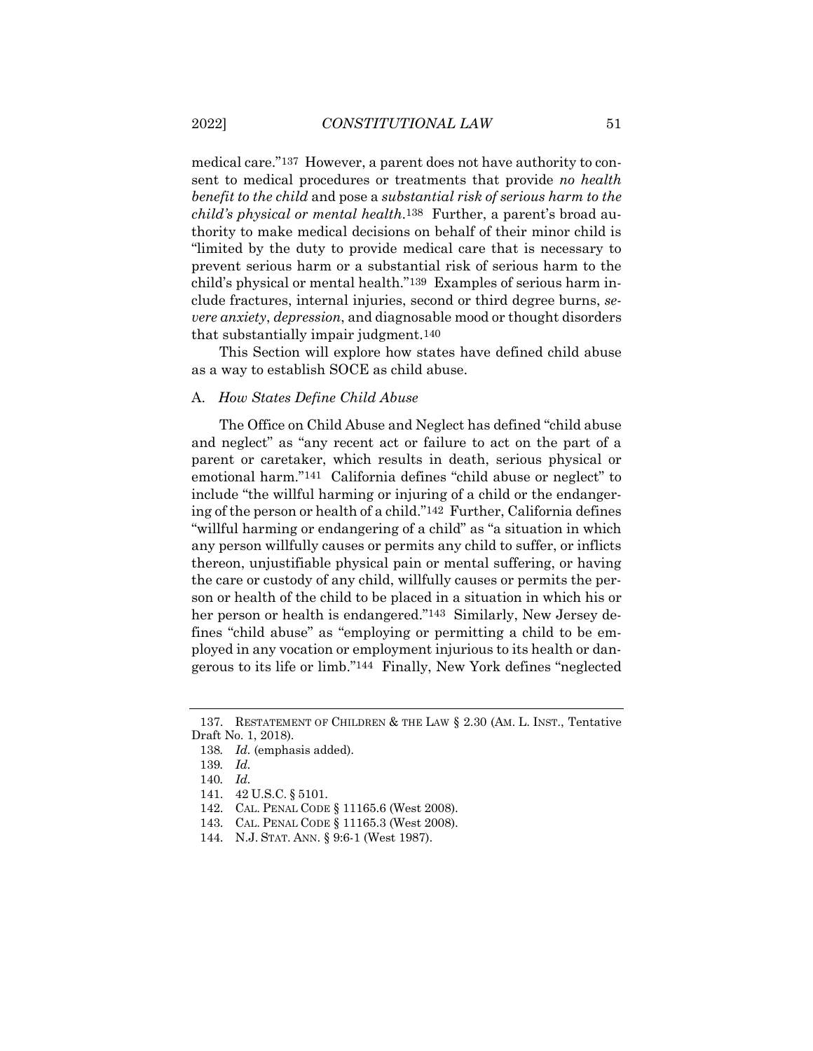medical care."[137] However, a parent does not have authority to consent to medical procedures or treatments that provide *no health benefit to the child* and pose a *substantial risk of serious harm to the child's physical or mental health*.[138] Further, a parent's broad authority to make medical decisions on behalf of their minor child is "limited by the duty to provide medical care that is necessary to prevent serious harm or a substantial risk of serious harm to the child's physical or mental health."[139] Examples of serious harm include fractures, internal injuries, second or third degree burns, *severe anxiety*, *depression*, and diagnosable mood or thought disorders that substantially impair judgment.[140]

This Section will explore how states have defined child abuse as a way to establish SOCE as child abuse.

### A. *How States Define Child Abuse*

The Office on Child Abuse and Neglect has defined "child abuse and neglect" as "any recent act or failure to act on the part of a parent or caretaker, which results in death, serious physical or emotional harm."[141] California defines "child abuse or neglect" to include "the willful harming or injuring of a child or the endangering of the person or health of a child."[142] Further, California defines "willful harming or endangering of a child" as "a situation in which any person willfully causes or permits any child to suffer, or inflicts thereon, unjustifiable physical pain or mental suffering, or having the care or custody of any child, willfully causes or permits the person or health of the child to be placed in a situation in which his or her person or health is endangered."[143] Similarly, New Jersey defines "child abuse" as "employing or permitting a child to be employed in any vocation or employment injurious to its health or dangerous to its life or limb."[144] Finally, New York defines "neglected

---

137. RESTATEMENT OF CHILDREN & THE LAW § 2.30 (AM. L. INST., Tentative Draft No. 1, 2018).

138. *Id.* (emphasis added).

139. *Id.*

140. *Id.*

141. 42 U.S.C. § 5101.

142. CAL. PENAL CODE § 11165.6 (West 2008).

143. CAL. PENAL CODE § 11165.3 (West 2008).

144. N.J. STAT. ANN. § 9:6-1 (West 1987).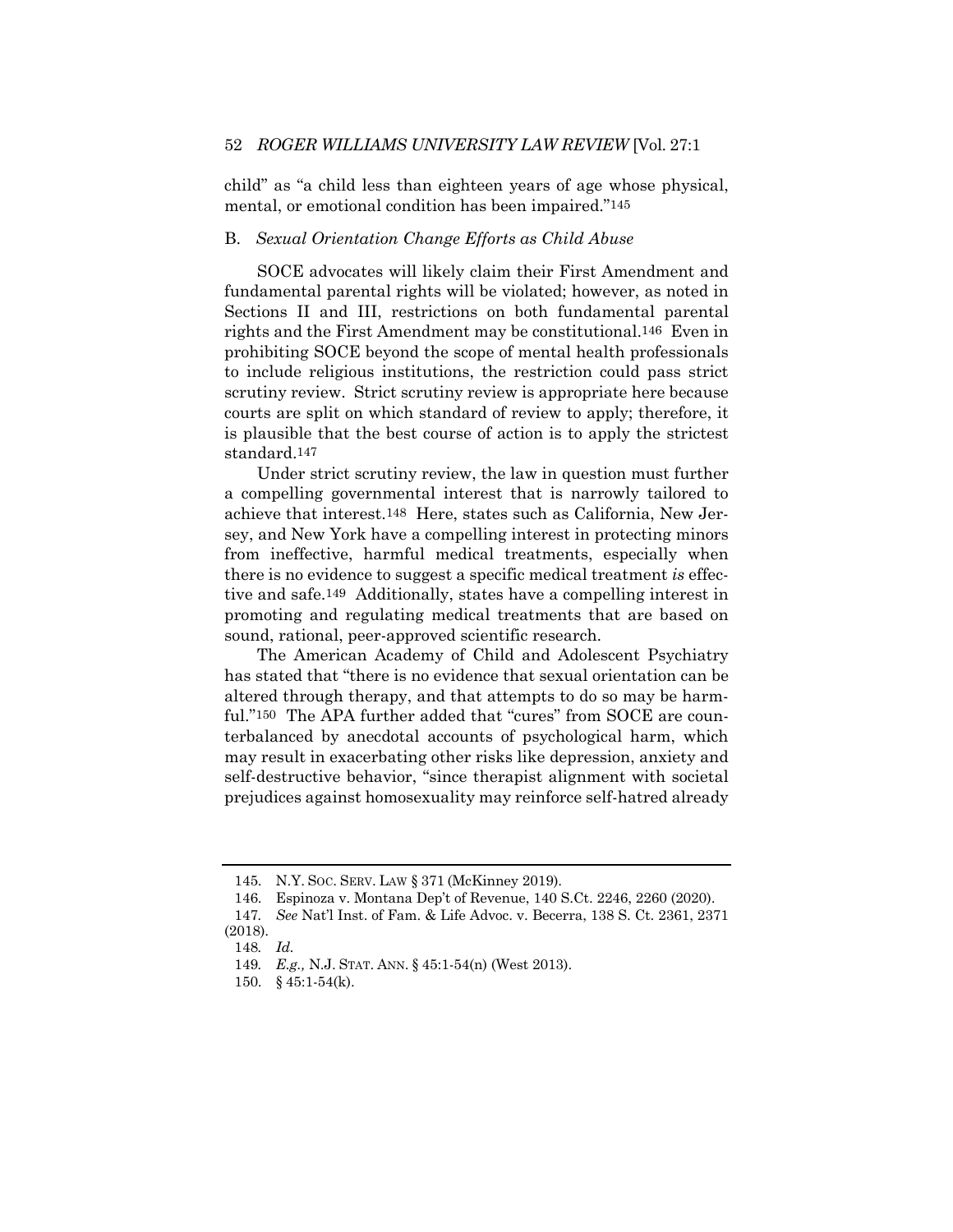child" as "a child less than eighteen years of age whose physical, mental, or emotional condition has been impaired."[145]

### B. *Sexual Orientation Change Efforts as Child Abuse*

SOCE advocates will likely claim their First Amendment and fundamental parental rights will be violated; however, as noted in Sections II and III, restrictions on both fundamental parental rights and the First Amendment may be constitutional.[146] Even in prohibiting SOCE beyond the scope of mental health professionals to include religious institutions, the restriction could pass strict scrutiny review. Strict scrutiny review is appropriate here because courts are split on which standard of review to apply; therefore, it is plausible that the best course of action is to apply the strictest standard.[147]

Under strict scrutiny review, the law in question must further a compelling governmental interest that is narrowly tailored to achieve that interest.[148] Here, states such as California, New Jersey, and New York have a compelling interest in protecting minors from ineffective, harmful medical treatments, especially when there is no evidence to suggest a specific medical treatment *is* effective and safe.[149] Additionally, states have a compelling interest in promoting and regulating medical treatments that are based on sound, rational, peer-approved scientific research.

The American Academy of Child and Adolescent Psychiatry has stated that "there is no evidence that sexual orientation can be altered through therapy, and that attempts to do so may be harmful."[150] The APA further added that "cures" from SOCE are counterbalanced by anecdotal accounts of psychological harm, which may result in exacerbating other risks like depression, anxiety and self-destructive behavior, "since therapist alignment with societal prejudices against homosexuality may reinforce self-hatred already

---

145. N.Y. SOC. SERV. LAW § 371 (McKinney 2019).

146. Espinoza v. Montana Dep't of Revenue, 140 S.Ct. 2246, 2260 (2020).

147. *See* Nat'l Inst. of Fam. & Life Advoc. v. Becerra, 138 S. Ct. 2361, 2371 (2018).

148. *Id.*

149. *E.g.,* N.J. STAT. ANN. § 45:1-54(n) (West 2013).

150. § 45:1-54(k).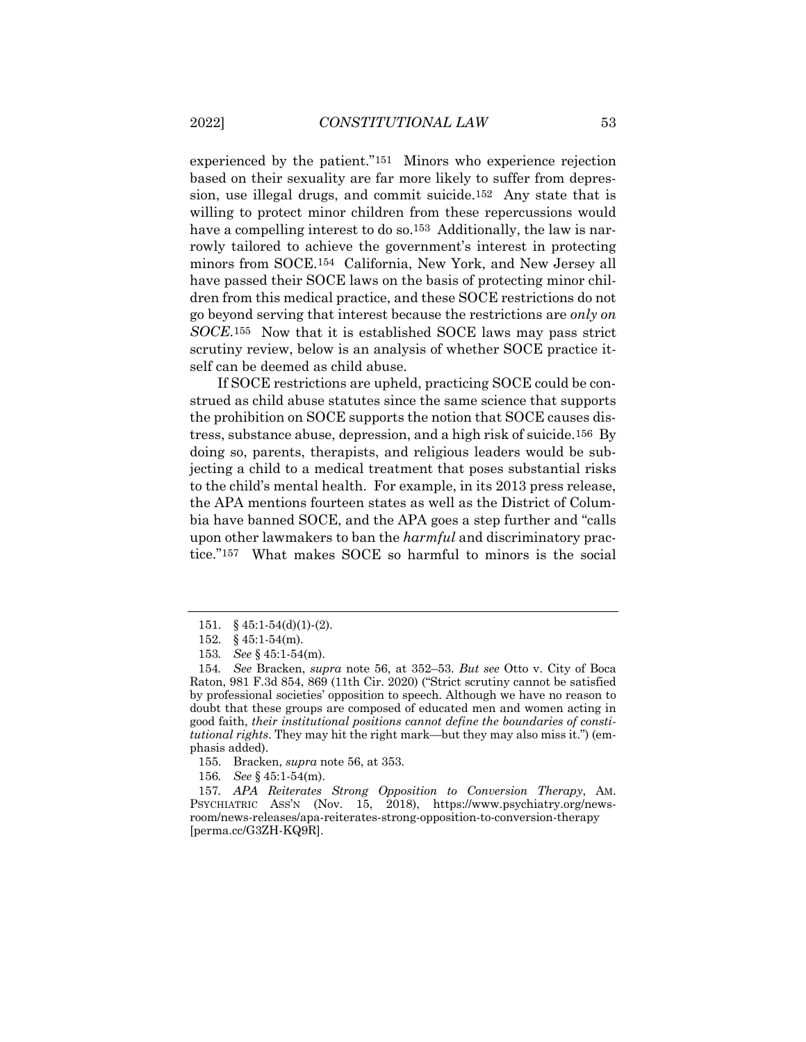experienced by the patient."[151] Minors who experience rejection based on their sexuality are far more likely to suffer from depression, use illegal drugs, and commit suicide.[152] Any state that is willing to protect minor children from these repercussions would have a compelling interest to do so.[153] Additionally, the law is narrowly tailored to achieve the government's interest in protecting minors from SOCE.[154] California, New York, and New Jersey all have passed their SOCE laws on the basis of protecting minor children from this medical practice, and these SOCE restrictions do not go beyond serving that interest because the restrictions are *only on SOCE*.[155] Now that it is established SOCE laws may pass strict scrutiny review, below is an analysis of whether SOCE practice itself can be deemed as child abuse.

If SOCE restrictions are upheld, practicing SOCE could be construed as child abuse statutes since the same science that supports the prohibition on SOCE supports the notion that SOCE causes distress, substance abuse, depression, and a high risk of suicide.[156] By doing so, parents, therapists, and religious leaders would be subjecting a child to a medical treatment that poses substantial risks to the child's mental health. For example, in its 2013 press release, the APA mentions fourteen states as well as the District of Columbia have banned SOCE, and the APA goes a step further and "calls upon other lawmakers to ban the *harmful* and discriminatory practice."[157] What makes SOCE so harmful to minors is the social

---

151. § 45:1-54(d)(1)-(2).

152. § 45:1-54(m).

153. *See* § 45:1-54(m).

154. *See* Bracken, *supra* note 56, at 352–53. *But see* Otto v. City of Boca Raton, 981 F.3d 854, 869 (11th Cir. 2020) ("Strict scrutiny cannot be satisfied by professional societies' opposition to speech. Although we have no reason to doubt that these groups are composed of educated men and women acting in good faith, *their institutional positions cannot define the boundaries of constitutional rights*. They may hit the right mark—but they may also miss it.") (emphasis added).

155. Bracken, *supra* note 56, at 353.

156. *See* § 45:1-54(m).

157. *APA Reiterates Strong Opposition to Conversion Therapy*, AM. PSYCHIATRIC ASS'N (Nov. 15, 2018), https://www.psychiatry.org/newsroom/news-releases/apa-reiterates-strong-opposition-to-conversion-therapy [perma.cc/G3ZH-KQ9R].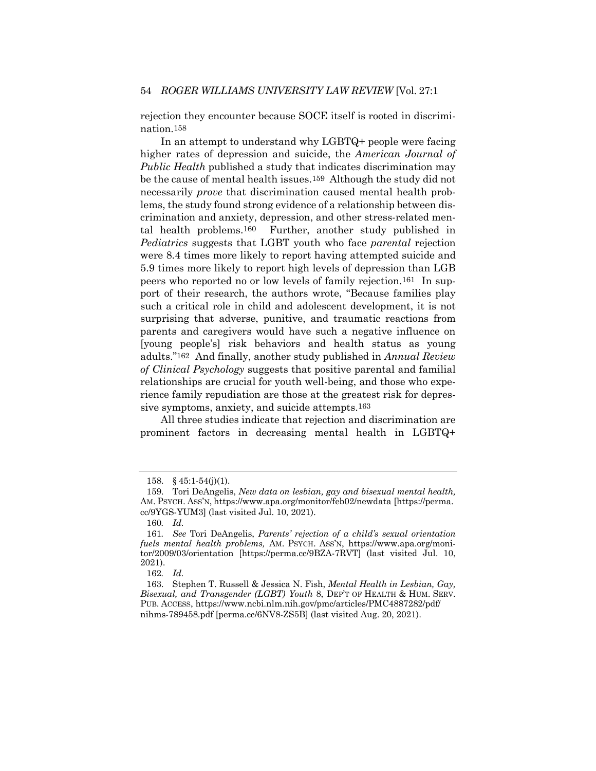rejection they encounter because SOCE itself is rooted in discrimination.[158]

In an attempt to understand why LGBTQ+ people were facing higher rates of depression and suicide, the *American Journal of Public Health* published a study that indicates discrimination may be the cause of mental health issues.[159] Although the study did not necessarily *prove* that discrimination caused mental health problems, the study found strong evidence of a relationship between discrimination and anxiety, depression, and other stress-related mental health problems.[160] Further, another study published in *Pediatrics* suggests that LGBT youth who face *parental* rejection were 8.4 times more likely to report having attempted suicide and 5.9 times more likely to report high levels of depression than LGB peers who reported no or low levels of family rejection.[161] In support of their research, the authors wrote, "Because families play such a critical role in child and adolescent development, it is not surprising that adverse, punitive, and traumatic reactions from parents and caregivers would have such a negative influence on [young people's] risk behaviors and health status as young adults."[162] And finally, another study published in *Annual Review of Clinical Psychology* suggests that positive parental and familial relationships are crucial for youth well-being, and those who experience family repudiation are those at the greatest risk for depressive symptoms, anxiety, and suicide attempts.[163]

All three studies indicate that rejection and discrimination are prominent factors in decreasing mental health in LGBTQ+

---

158. § 45:1-54(j)(1).

159. Tori DeAngelis, *New data on lesbian, gay and bisexual mental health,* AM. PSYCH. ASS'N, https://www.apa.org/monitor/feb02/newdata [https://perma.cc/9YGS-YUM3] (last visited Jul. 10, 2021).

160. *Id.*

161. *See* Tori DeAngelis, *Parents' rejection of a child's sexual orientation fuels mental health problems,* AM. PSYCH. ASS'N, https://www.apa.org/monitor/2009/03/orientation [https://perma.cc/9BZA-7RVT] (last visited Jul. 10, 2021).

162. *Id.*

163. Stephen T. Russell & Jessica N. Fish, *Mental Health in Lesbian, Gay, Bisexual, and Transgender (LGBT) Youth* 8, DEP'T OF HEALTH & HUM. SERV. PUB. ACCESS, https://www.ncbi.nlm.nih.gov/pmc/articles/PMC4887282/pdf/nihms-789458.pdf [perma.cc/6NV8-ZS5B] (last visited Aug. 20, 2021).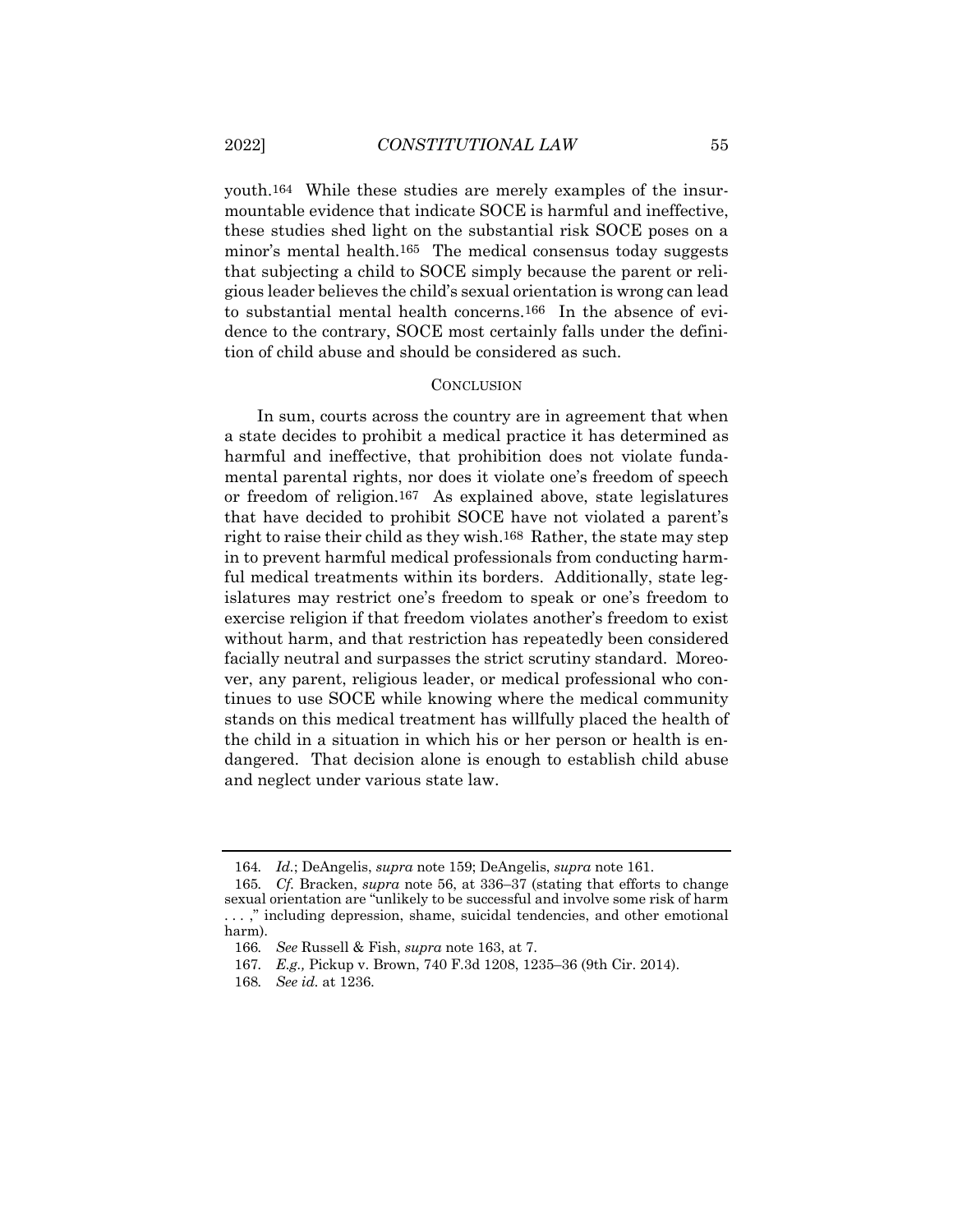youth.[164] While these studies are merely examples of the insurmountable evidence that indicate SOCE is harmful and ineffective, these studies shed light on the substantial risk SOCE poses on a minor's mental health.[165] The medical consensus today suggests that subjecting a child to SOCE simply because the parent or religious leader believes the child's sexual orientation is wrong can lead to substantial mental health concerns.[166] In the absence of evidence to the contrary, SOCE most certainly falls under the definition of child abuse and should be considered as such.

## CONCLUSION

In sum, courts across the country are in agreement that when a state decides to prohibit a medical practice it has determined as harmful and ineffective, that prohibition does not violate fundamental parental rights, nor does it violate one's freedom of speech or freedom of religion.[167] As explained above, state legislatures that have decided to prohibit SOCE have not violated a parent's right to raise their child as they wish.[168] Rather, the state may step in to prevent harmful medical professionals from conducting harmful medical treatments within its borders. Additionally, state legislatures may restrict one's freedom to speak or one's freedom to exercise religion if that freedom violates another's freedom to exist without harm, and that restriction has repeatedly been considered facially neutral and surpasses the strict scrutiny standard. Moreover, any parent, religious leader, or medical professional who continues to use SOCE while knowing where the medical community stands on this medical treatment has willfully placed the health of the child in a situation in which his or her person or health is endangered. That decision alone is enough to establish child abuse and neglect under various state law.

---

164. *Id.*; DeAngelis, *supra* note 159; DeAngelis, *supra* note 161.

165. *Cf.* Bracken, *supra* note 56, at 336–37 (stating that efforts to change sexual orientation are "unlikely to be successful and involve some risk of harm . . . ," including depression, shame, suicidal tendencies, and other emotional harm).

166. *See* Russell & Fish, *supra* note 163, at 7.

167. *E.g.,* Pickup v. Brown, 740 F.3d 1208, 1235–36 (9th Cir. 2014).

168. *See id.* at 1236.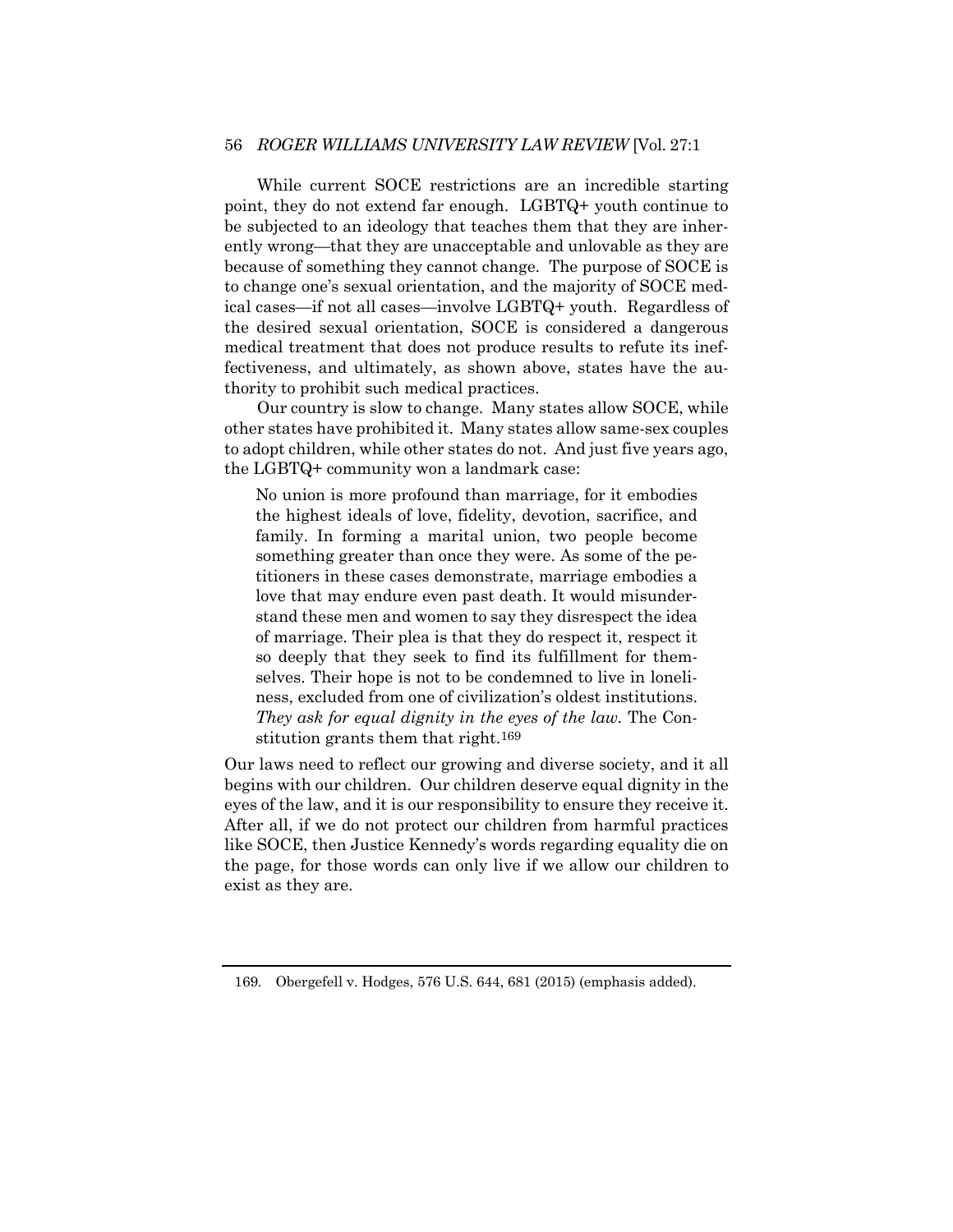While current SOCE restrictions are an incredible starting point, they do not extend far enough. LGBTQ+ youth continue to be subjected to an ideology that teaches them that they are inherently wrong—that they are unacceptable and unlovable as they are because of something they cannot change. The purpose of SOCE is to change one's sexual orientation, and the majority of SOCE medical cases—if not all cases—involve LGBTQ+ youth. Regardless of the desired sexual orientation, SOCE is considered a dangerous medical treatment that does not produce results to refute its ineffectiveness, and ultimately, as shown above, states have the authority to prohibit such medical practices.

Our country is slow to change. Many states allow SOCE, while other states have prohibited it. Many states allow same-sex couples to adopt children, while other states do not. And just five years ago, the LGBTQ+ community won a landmark case:

> No union is more profound than marriage, for it embodies the highest ideals of love, fidelity, devotion, sacrifice, and family. In forming a marital union, two people become something greater than once they were. As some of the petitioners in these cases demonstrate, marriage embodies a love that may endure even past death. It would misunderstand these men and women to say they disrespect the idea of marriage. Their plea is that they do respect it, respect it so deeply that they seek to find its fulfillment for themselves. Their hope is not to be condemned to live in loneliness, excluded from one of civilization's oldest institutions. *They ask for equal dignity in the eyes of the law.* The Constitution grants them that right.[169]

Our laws need to reflect our growing and diverse society, and it all begins with our children. Our children deserve equal dignity in the eyes of the law, and it is our responsibility to ensure they receive it. After all, if we do not protect our children from harmful practices like SOCE, then Justice Kennedy's words regarding equality die on the page, for those words can only live if we allow our children to exist as they are.

---

169. Obergefell v. Hodges, 576 U.S. 644, 681 (2015) (emphasis added).